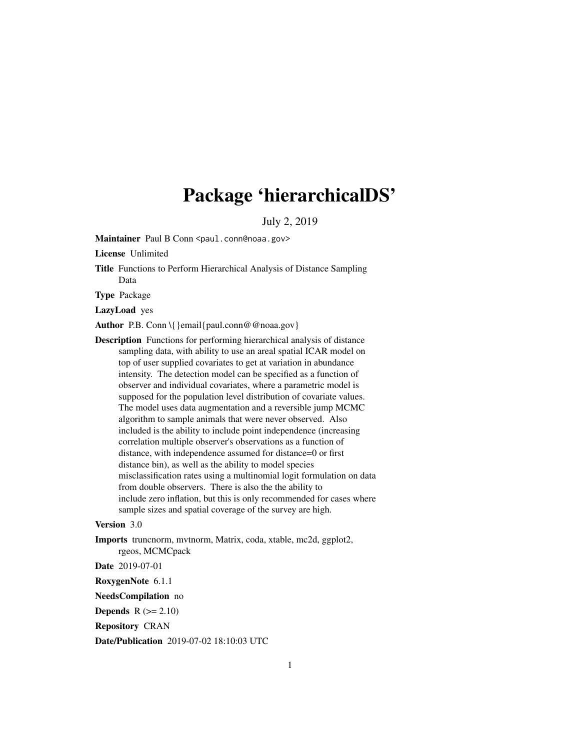# Package 'hierarchicalDS'

July 2, 2019

**Maintainer** Paul B Conn <paul.conn@noaa.gov>

**License** Unlimited

**Title** Functions to Perform Hierarchical Analysis of Distance Sampling Data

**Type** Package

**LazyLoad** yes

**Author** P.B. Conn \{}email{paul.conn@@noaa.gov}

**Description** Functions for performing hierarchical analysis of distance sampling data, with ability to use an areal spatial ICAR model on top of user supplied covariates to get at variation in abundance intensity. The detection model can be specified as a function of observer and individual covariates, where a parametric model is supposed for the population level distribution of covariate values. The model uses data augmentation and a reversible jump MCMC algorithm to sample animals that were never observed. Also included is the ability to include point independence (increasing correlation multiple observer's observations as a function of distance, with independence assumed for distance=0 or first distance bin), as well as the ability to model species misclassification rates using a multinomial logit formulation on data from double observers. There is also the the ability to include zero inflation, but this is only recommended for cases where sample sizes and spatial coverage of the survey are high.

**Version** 3.0

**Imports** truncnorm, mvtnorm, Matrix, coda, xtable, mc2d, ggplot2, rgeos, MCMCpack

**Date** 2019-07-01

**RoxygenNote** 6.1.1

**NeedsCompilation** no

**Depends** R (>= 2.10)

**Repository** CRAN

**Date/Publication** 2019-07-02 18:10:03 UTC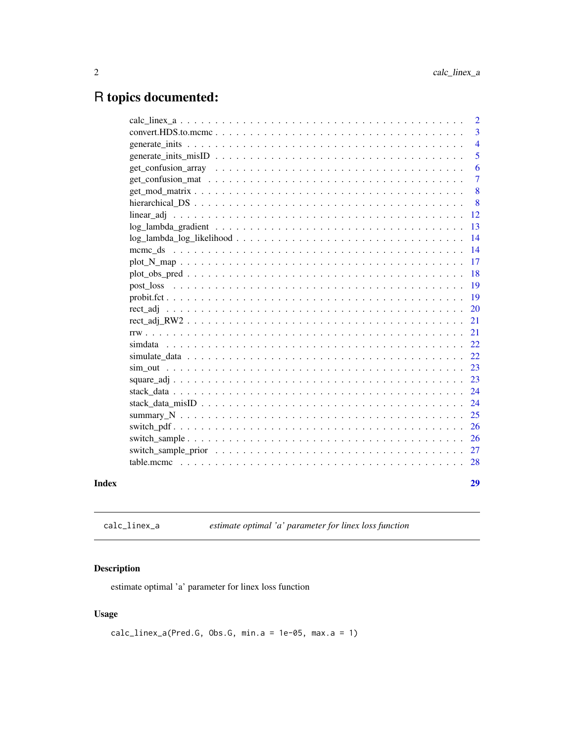# R topics documented:

| | |
|---|---|
| calc_linex_a | 2 |
| convert.HDS.to.mcmc | 3 |
| generate_inits | 4 |
| generate_inits_misID | 5 |
| get_confusion_array | 6 |
| get_confusion_mat | 7 |
| get_mod_matrix | 8 |
| hierarchical_DS | 8 |
| linear_adj | 12 |
| log_lambda_gradient | 13 |
| log_lambda_log_likelihood | 14 |
| mcmc_ds | 14 |
| plot_N_map | 17 |
| plot_obs_pred | 18 |
| post_loss | 19 |
| probit.fct | 19 |
| rect_adj | 20 |
| rect_adj_RW2 | 21 |
| rrw | 21 |
| simdata | 22 |
| simulate_data | 22 |
| sim_out | 23 |
| square_adj | 23 |
| stack_data | 24 |
| stack_data_misID | 24 |
| summary_N | 25 |
| switch_pdf | 26 |
| switch_sample | 26 |
| switch_sample_prior | 27 |
| table.mcmc | 28 |
| **Index** | **29** |

---

`calc_linex_a` — *estimate optimal 'a' parameter for linex loss function*

---

## Description

estimate optimal 'a' parameter for linex loss function

## Usage

```
calc_linex_a(Pred.G, Obs.G, min.a = 1e-05, max.a = 1)
```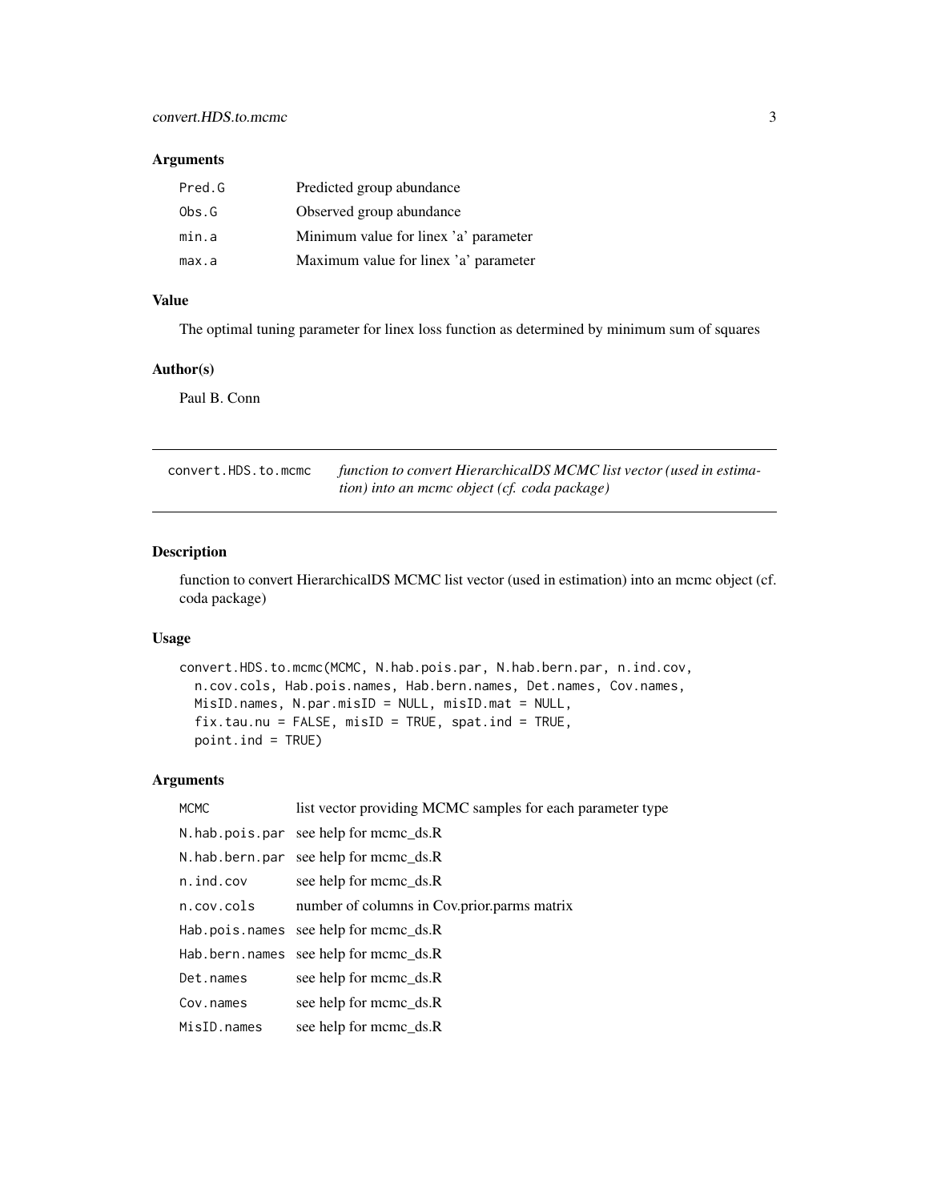### Arguments

| | |
|---|---|
| Pred.G | Predicted group abundance |
| Obs.G | Observed group abundance |
| min.a | Minimum value for linex 'a' parameter |
| max.a | Maximum value for linex 'a' parameter |

### Value

The optimal tuning parameter for linex loss function as determined by minimum sum of squares

### Author(s)

Paul B. Conn

---

## convert.HDS.to.mcmc

*function to convert HierarchicalDS MCMC list vector (used in estimation) into an mcmc object (cf. coda package)*

---

### Description

function to convert HierarchicalDS MCMC list vector (used in estimation) into an mcmc object (cf. coda package)

### Usage

```
convert.HDS.to.mcmc(MCMC, N.hab.pois.par, N.hab.bern.par, n.ind.cov,
  n.cov.cols, Hab.pois.names, Hab.bern.names, Det.names, Cov.names,
  MisID.names, N.par.misID = NULL, misID.mat = NULL,
  fix.tau.nu = FALSE, misID = TRUE, spat.ind = TRUE,
  point.ind = TRUE)
```

### Arguments

| | |
|---|---|
| MCMC | list vector providing MCMC samples for each parameter type |
| N.hab.pois.par | see help for mcmc_ds.R |
| N.hab.bern.par | see help for mcmc_ds.R |
| n.ind.cov | see help for mcmc_ds.R |
| n.cov.cols | number of columns in Cov.prior.parms matrix |
| Hab.pois.names | see help for mcmc_ds.R |
| Hab.bern.names | see help for mcmc_ds.R |
| Det.names | see help for mcmc_ds.R |
| Cov.names | see help for mcmc_ds.R |
| MisID.names | see help for mcmc_ds.R |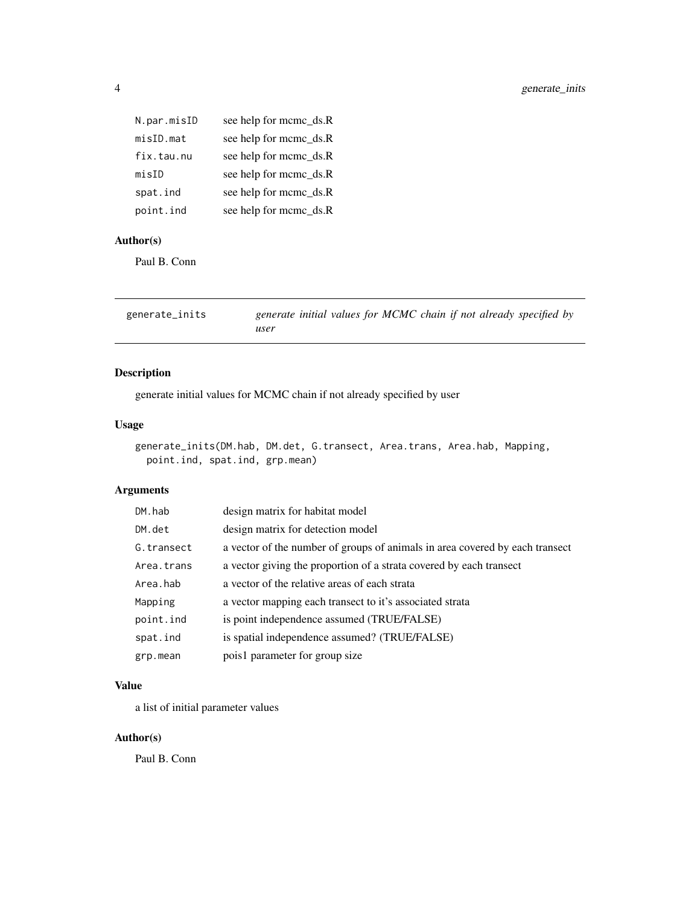| | |
|---|---|
| N.par.misID | see help for mcmc_ds.R |
| misID.mat | see help for mcmc_ds.R |
| fix.tau.nu | see help for mcmc_ds.R |
| misID | see help for mcmc_ds.R |
| spat.ind | see help for mcmc_ds.R |
| point.ind | see help for mcmc_ds.R |

### Author(s)

Paul B. Conn

---

## generate_inits — *generate initial values for MCMC chain if not already specified by user*

---

### Description

generate initial values for MCMC chain if not already specified by user

### Usage

```
generate_inits(DM.hab, DM.det, G.transect, Area.trans, Area.hab, Mapping,
  point.ind, spat.ind, grp.mean)
```

### Arguments

| | |
|---|---|
| DM.hab | design matrix for habitat model |
| DM.det | design matrix for detection model |
| G.transect | a vector of the number of groups of animals in area covered by each transect |
| Area.trans | a vector giving the proportion of a strata covered by each transect |
| Area.hab | a vector of the relative areas of each strata |
| Mapping | a vector mapping each transect to it's associated strata |
| point.ind | is point independence assumed (TRUE/FALSE) |
| spat.ind | is spatial independence assumed? (TRUE/FALSE) |
| grp.mean | pois1 parameter for group size |

### Value

a list of initial parameter values

### Author(s)

Paul B. Conn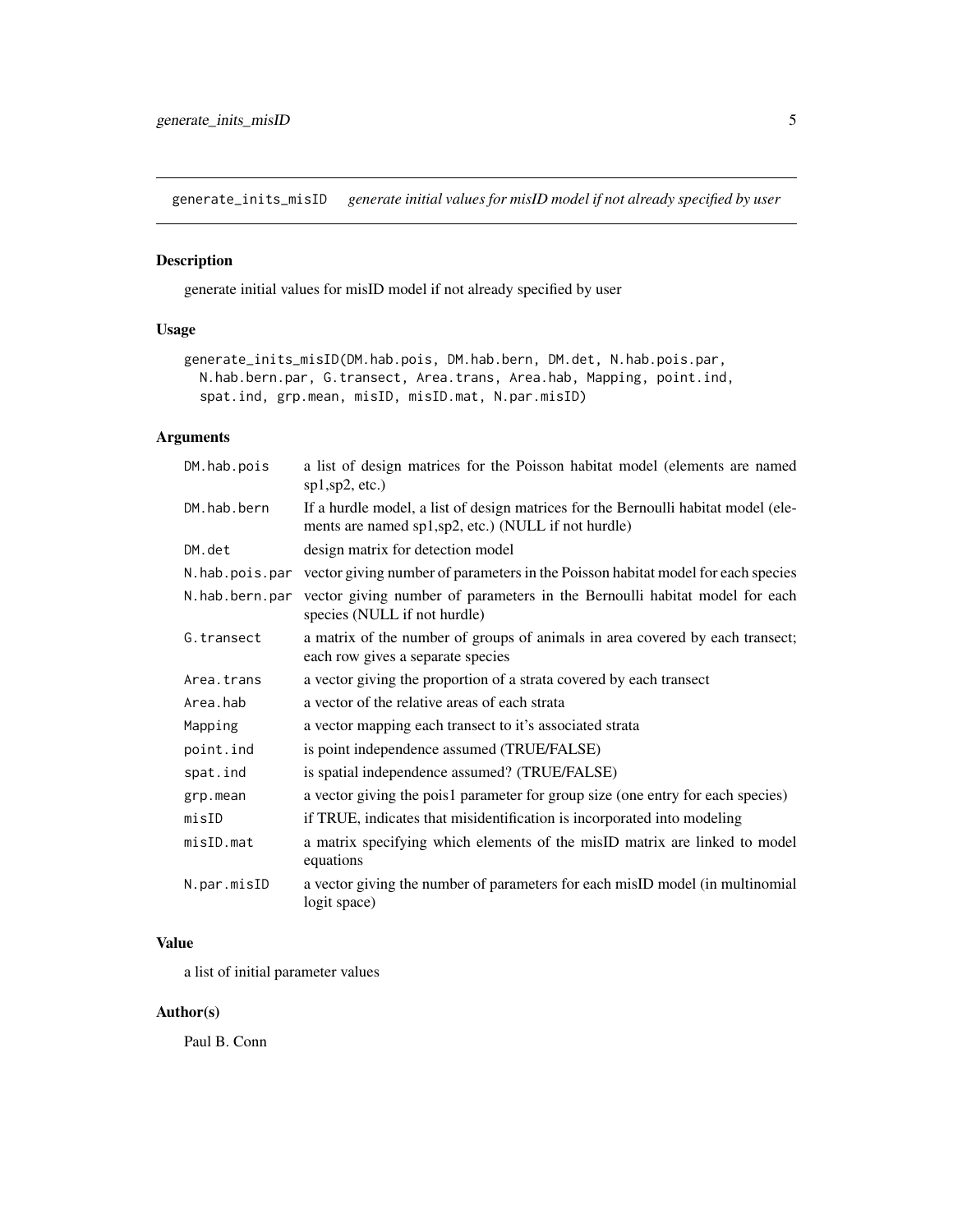## generate_inits_misID — *generate initial values for misID model if not already specified by user*

### Description

generate initial values for misID model if not already specified by user

### Usage

```
generate_inits_misID(DM.hab.pois, DM.hab.bern, DM.det, N.hab.pois.par,
  N.hab.bern.par, G.transect, Area.trans, Area.hab, Mapping, point.ind,
  spat.ind, grp.mean, misID, misID.mat, N.par.misID)
```

### Arguments

| | |
|---|---|
| `DM.hab.pois` | a list of design matrices for the Poisson habitat model (elements are named sp1,sp2, etc.) |
| `DM.hab.bern` | If a hurdle model, a list of design matrices for the Bernoulli habitat model (elements are named sp1,sp2, etc.) (NULL if not hurdle) |
| `DM.det` | design matrix for detection model |
| `N.hab.pois.par` | vector giving number of parameters in the Poisson habitat model for each species |
| `N.hab.bern.par` | vector giving number of parameters in the Bernoulli habitat model for each species (NULL if not hurdle) |
| `G.transect` | a matrix of the number of groups of animals in area covered by each transect; each row gives a separate species |
| `Area.trans` | a vector giving the proportion of a strata covered by each transect |
| `Area.hab` | a vector of the relative areas of each strata |
| `Mapping` | a vector mapping each transect to it's associated strata |
| `point.ind` | is point independence assumed (TRUE/FALSE) |
| `spat.ind` | is spatial independence assumed? (TRUE/FALSE) |
| `grp.mean` | a vector giving the pois1 parameter for group size (one entry for each species) |
| `misID` | if TRUE, indicates that misidentification is incorporated into modeling |
| `misID.mat` | a matrix specifying which elements of the misID matrix are linked to model equations |
| `N.par.misID` | a vector giving the number of parameters for each misID model (in multinomial logit space) |

### Value

a list of initial parameter values

### Author(s)

Paul B. Conn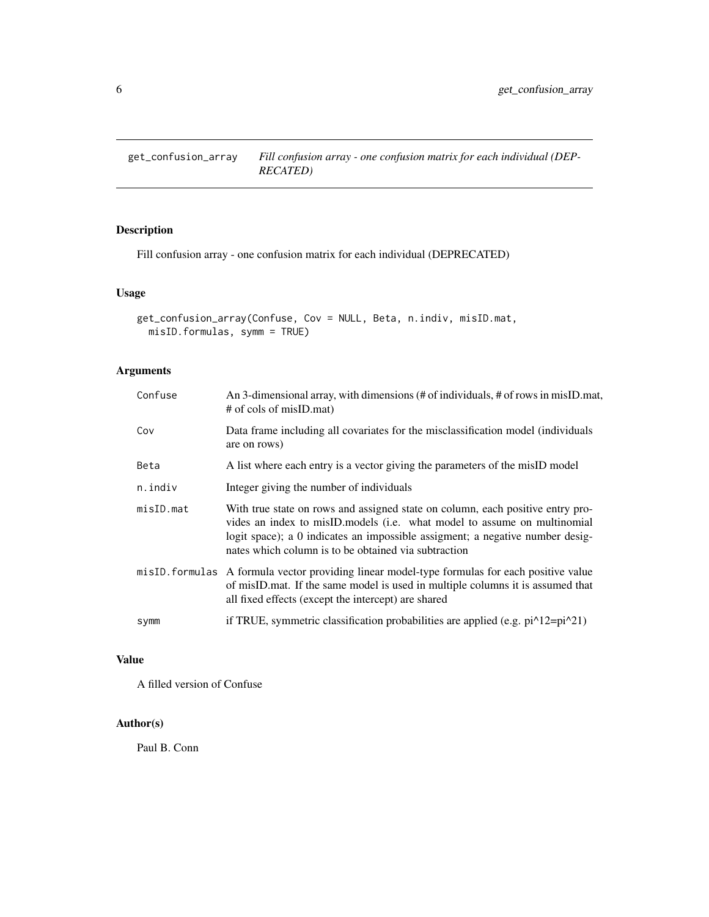get_confusion_array — *Fill confusion array - one confusion matrix for each individual (DEPRECATED)*

## Description

Fill confusion array - one confusion matrix for each individual (DEPRECATED)

## Usage

```
get_confusion_array(Confuse, Cov = NULL, Beta, n.indiv, misID.mat,
  misID.formulas, symm = TRUE)
```

## Arguments

| | |
|---|---|
| `Confuse` | An 3-dimensional array, with dimensions (# of individuals, # of rows in misID.mat, # of cols of misID.mat) |
| `Cov` | Data frame including all covariates for the misclassification model (individuals are on rows) |
| `Beta` | A list where each entry is a vector giving the parameters of the misID model |
| `n.indiv` | Integer giving the number of individuals |
| `misID.mat` | With true state on rows and assigned state on column, each positive entry provides an index to misID.models (i.e. what model to assume on multinomial logit space); a 0 indicates an impossible assigment; a negative number designates which column is to be obtained via subtraction |
| `misID.formulas` | A formula vector providing linear model-type formulas for each positive value of misID.mat. If the same model is used in multiple columns it is assumed that all fixed effects (except the intercept) are shared |
| `symm` | if TRUE, symmetric classification probabilities are applied (e.g. pi^12=pi^21) |

## Value

A filled version of Confuse

## Author(s)

Paul B. Conn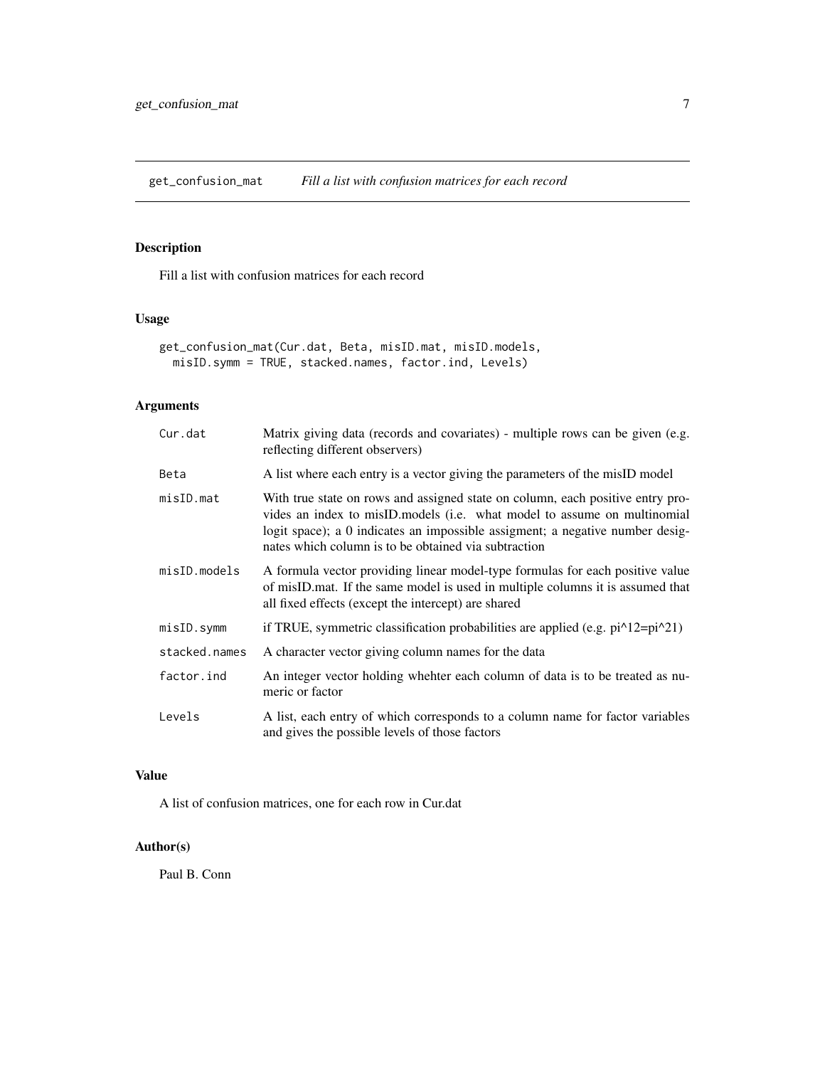# get_confusion_mat *Fill a list with confusion matrices for each record*

## Description

Fill a list with confusion matrices for each record

## Usage

```
get_confusion_mat(Cur.dat, Beta, misID.mat, misID.models,
  misID.symm = TRUE, stacked.names, factor.ind, Levels)
```

## Arguments

| | |
|---|---|
| Cur.dat | Matrix giving data (records and covariates) - multiple rows can be given (e.g. reflecting different observers) |
| Beta | A list where each entry is a vector giving the parameters of the misID model |
| misID.mat | With true state on rows and assigned state on column, each positive entry provides an index to misID.models (i.e. what model to assume on multinomial logit space); a 0 indicates an impossible assigment; a negative number designates which column is to be obtained via subtraction |
| misID.models | A formula vector providing linear model-type formulas for each positive value of misID.mat. If the same model is used in multiple columns it is assumed that all fixed effects (except the intercept) are shared |
| misID.symm | if TRUE, symmetric classification probabilities are applied (e.g. pi^12=pi^21) |
| stacked.names | A character vector giving column names for the data |
| factor.ind | An integer vector holding whehter each column of data is to be treated as numeric or factor |
| Levels | A list, each entry of which corresponds to a column name for factor variables and gives the possible levels of those factors |

## Value

A list of confusion matrices, one for each row in Cur.dat

## Author(s)

Paul B. Conn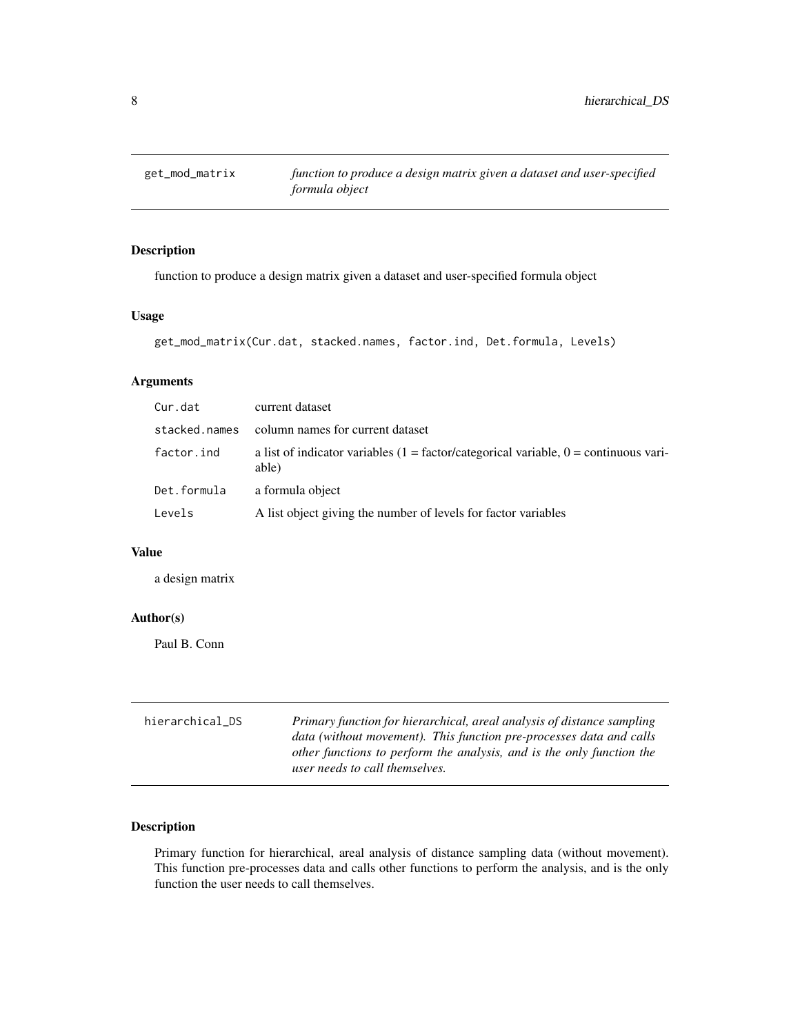## get_mod_matrix

*function to produce a design matrix given a dataset and user-specified formula object*

### Description

function to produce a design matrix given a dataset and user-specified formula object

### Usage

```
get_mod_matrix(Cur.dat, stacked.names, factor.ind, Det.formula, Levels)
```

### Arguments

| Argument | Description |
|---|---|
| `Cur.dat` | current dataset |
| `stacked.names` | column names for current dataset |
| `factor.ind` | a list of indicator variables (1 = factor/categorical variable, 0 = continuous variable) |
| `Det.formula` | a formula object |
| `Levels` | A list object giving the number of levels for factor variables |

### Value

a design matrix

### Author(s)

Paul B. Conn

## hierarchical_DS

*Primary function for hierarchical, areal analysis of distance sampling data (without movement). This function pre-processes data and calls other functions to perform the analysis, and is the only function the user needs to call themselves.*

### Description

Primary function for hierarchical, areal analysis of distance sampling data (without movement). This function pre-processes data and calls other functions to perform the analysis, and is the only function the user needs to call themselves.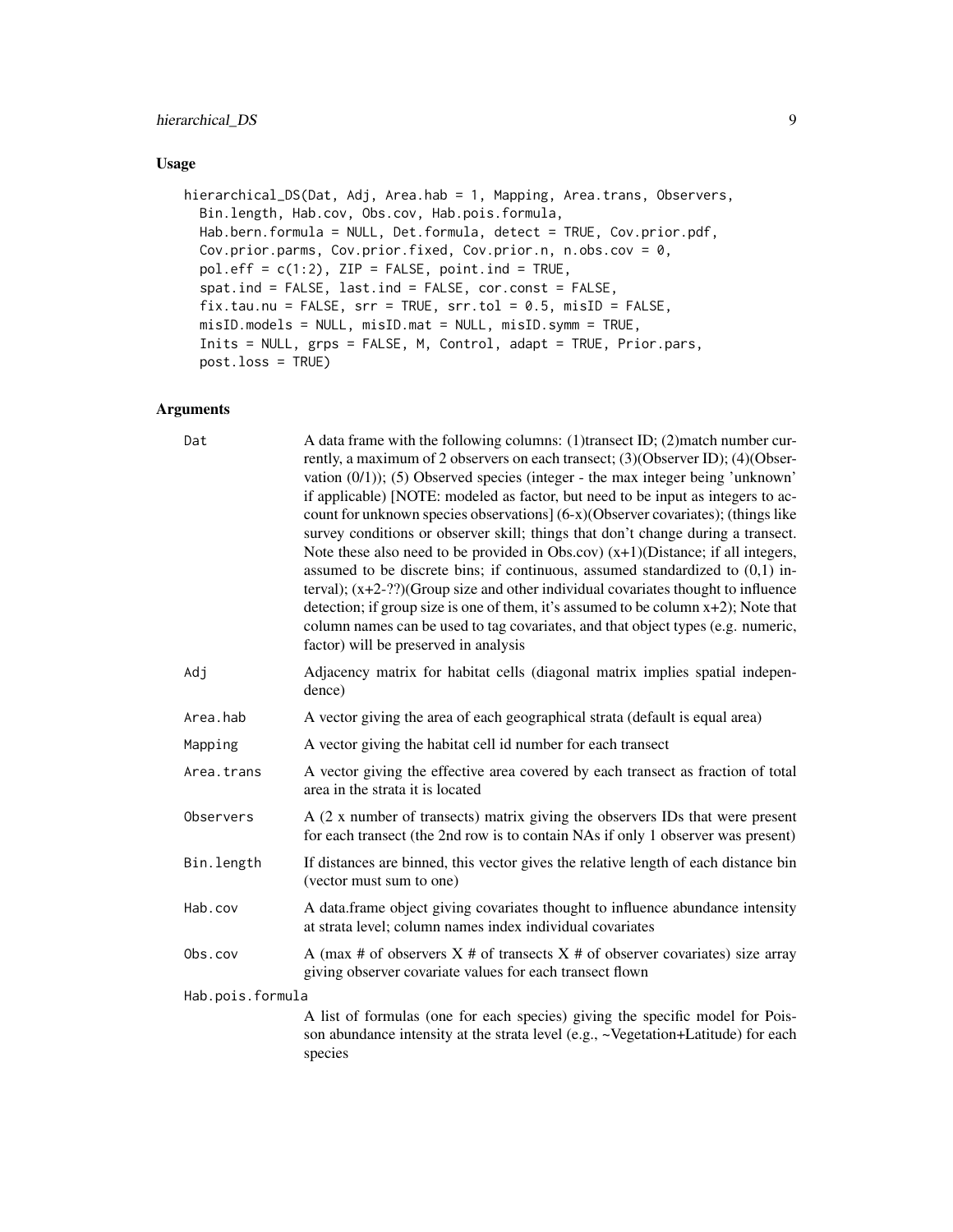## Usage

```
hierarchical_DS(Dat, Adj, Area.hab = 1, Mapping, Area.trans, Observers,
  Bin.length, Hab.cov, Obs.cov, Hab.pois.formula,
  Hab.bern.formula = NULL, Det.formula, detect = TRUE, Cov.prior.pdf,
  Cov.prior.parms, Cov.prior.fixed, Cov.prior.n, n.obs.cov = 0,
  pol.eff = c(1:2), ZIP = FALSE, point.ind = TRUE,
  spat.ind = FALSE, last.ind = FALSE, cor.const = FALSE,
  fix.tau.nu = FALSE, srr = TRUE, srr.tol = 0.5, misID = FALSE,
  misID.models = NULL, misID.mat = NULL, misID.symm = TRUE,
  Inits = NULL, grps = FALSE, M, Control, adapt = TRUE, Prior.pars,
  post.loss = TRUE)
```

## Arguments

| Argument | Description |
|---|---|
| `Dat` | A data frame with the following columns: (1)transect ID; (2)match number currently, a maximum of 2 observers on each transect; (3)(Observer ID); (4)(Observation (0/1)); (5) Observed species (integer - the max integer being 'unknown' if applicable) [NOTE: modeled as factor, but need to be input as integers to account for unknown species observations] (6-x)(Observer covariates); (things like survey conditions or observer skill; things that don't change during a transect. Note these also need to be provided in Obs.cov) (x+1)(Distance; if all integers, assumed to be discrete bins; if continuous, assumed standardized to (0,1) interval); (x+2-??)(Group size and other individual covariates thought to influence detection; if group size is one of them, it's assumed to be column x+2); Note that column names can be used to tag covariates, and that object types (e.g. numeric, factor) will be preserved in analysis |
| `Adj` | Adjacency matrix for habitat cells (diagonal matrix implies spatial independence) |
| `Area.hab` | A vector giving the area of each geographical strata (default is equal area) |
| `Mapping` | A vector giving the habitat cell id number for each transect |
| `Area.trans` | A vector giving the effective area covered by each transect as fraction of total area in the strata it is located |
| `Observers` | A (2 x number of transects) matrix giving the observers IDs that were present for each transect (the 2nd row is to contain NAs if only 1 observer was present) |
| `Bin.length` | If distances are binned, this vector gives the relative length of each distance bin (vector must sum to one) |
| `Hab.cov` | A data.frame object giving covariates thought to influence abundance intensity at strata level; column names index individual covariates |
| `Obs.cov` | A (max # of observers X # of transects X # of observer covariates) size array giving observer covariate values for each transect flown |
| `Hab.pois.formula` | A list of formulas (one for each species) giving the specific model for Poisson abundance intensity at the strata level (e.g., ~Vegetation+Latitude) for each species |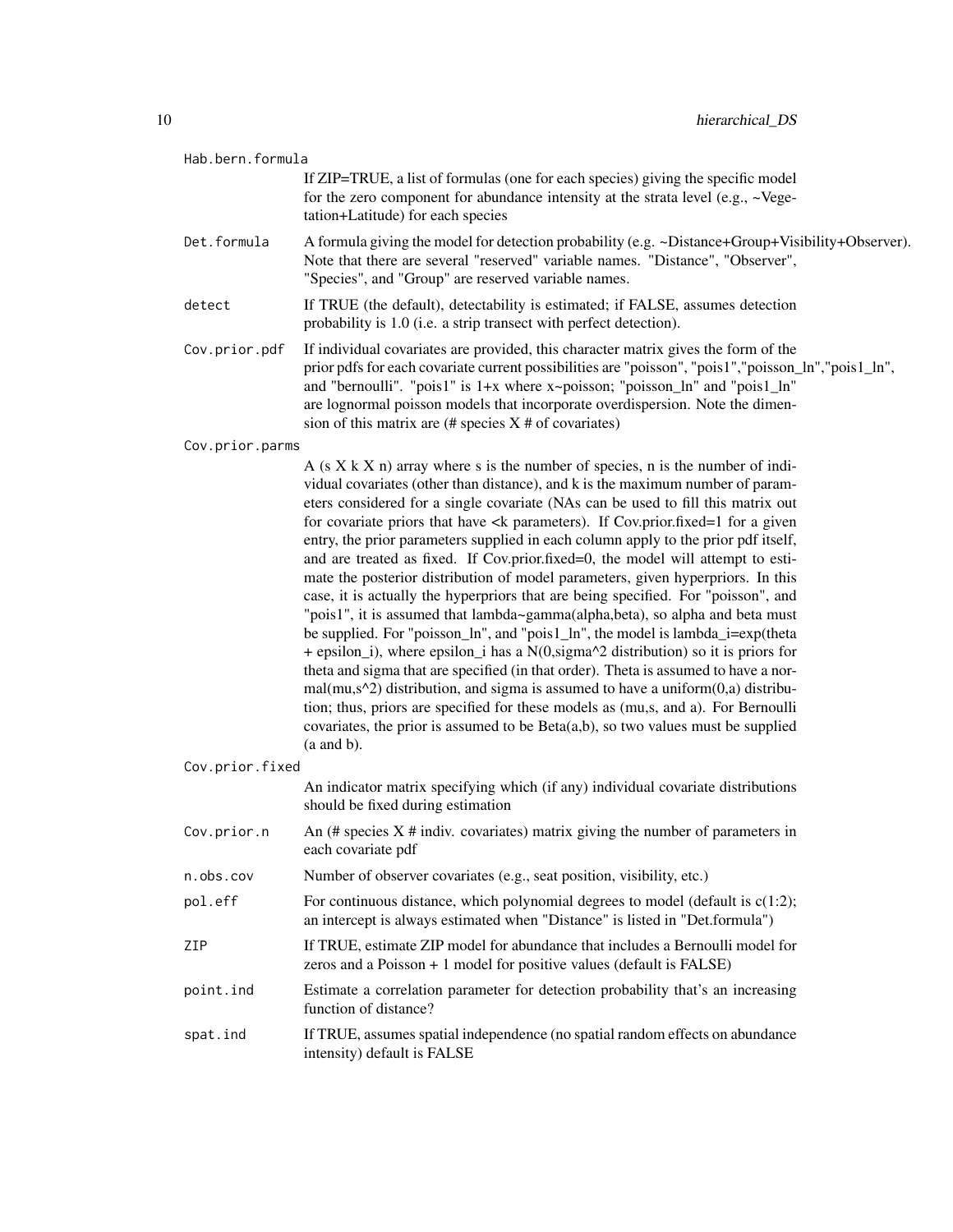**Hab.bern.formula**
: If ZIP=TRUE, a list of formulas (one for each species) giving the specific model for the zero component for abundance intensity at the strata level (e.g., ~Vegetation+Latitude) for each species

**Det.formula**
: A formula giving the model for detection probability (e.g. ~Distance+Group+Visibility+Observer). Note that there are several "reserved" variable names. "Distance", "Observer", "Species", and "Group" are reserved variable names.

**detect**
: If TRUE (the default), detectability is estimated; if FALSE, assumes detection probability is 1.0 (i.e. a strip transect with perfect detection).

**Cov.prior.pdf**
: If individual covariates are provided, this character matrix gives the form of the prior pdfs for each covariate current possibilities are "poisson", "pois1","poisson_ln","pois1_ln", and "bernoulli". "pois1" is 1+x where x~poisson; "poisson_ln" and "pois1_ln" are lognormal poisson models that incorporate overdispersion. Note the dimension of this matrix are (# species X # of covariates)

**Cov.prior.parms**
: A (s X k X n) array where s is the number of species, n is the number of individual covariates (other than distance), and k is the maximum number of parameters considered for a single covariate (NAs can be used to fill this matrix out for covariate priors that have <k parameters). If Cov.prior.fixed=1 for a given entry, the prior parameters supplied in each column apply to the prior pdf itself, and are treated as fixed. If Cov.prior.fixed=0, the model will attempt to estimate the posterior distribution of model parameters, given hyperpriors. In this case, it is actually the hyperpriors that are being specified. For "poisson", and "pois1", it is assumed that lambda~gamma(alpha,beta), so alpha and beta must be supplied. For "poisson_ln", and "pois1_ln", the model is lambda_i=exp(theta + epsilon_i), where epsilon_i has a N(0,sigma^2 distribution) so it is priors for theta and sigma that are specified (in that order). Theta is assumed to have a normal(mu,s^2) distribution, and sigma is assumed to have a uniform(0,a) distribution; thus, priors are specified for these models as (mu,s, and a). For Bernoulli covariates, the prior is assumed to be Beta(a,b), so two values must be supplied (a and b).

**Cov.prior.fixed**
: An indicator matrix specifying which (if any) individual covariate distributions should be fixed during estimation

**Cov.prior.n**
: An (# species X # indiv. covariates) matrix giving the number of parameters in each covariate pdf

**n.obs.cov**
: Number of observer covariates (e.g., seat position, visibility, etc.)

**pol.eff**
: For continuous distance, which polynomial degrees to model (default is c(1:2); an intercept is always estimated when "Distance" is listed in "Det.formula")

**ZIP**
: If TRUE, estimate ZIP model for abundance that includes a Bernoulli model for zeros and a Poisson + 1 model for positive values (default is FALSE)

**point.ind**
: Estimate a correlation parameter for detection probability that's an increasing function of distance?

**spat.ind**
: If TRUE, assumes spatial independence (no spatial random effects on abundance intensity) default is FALSE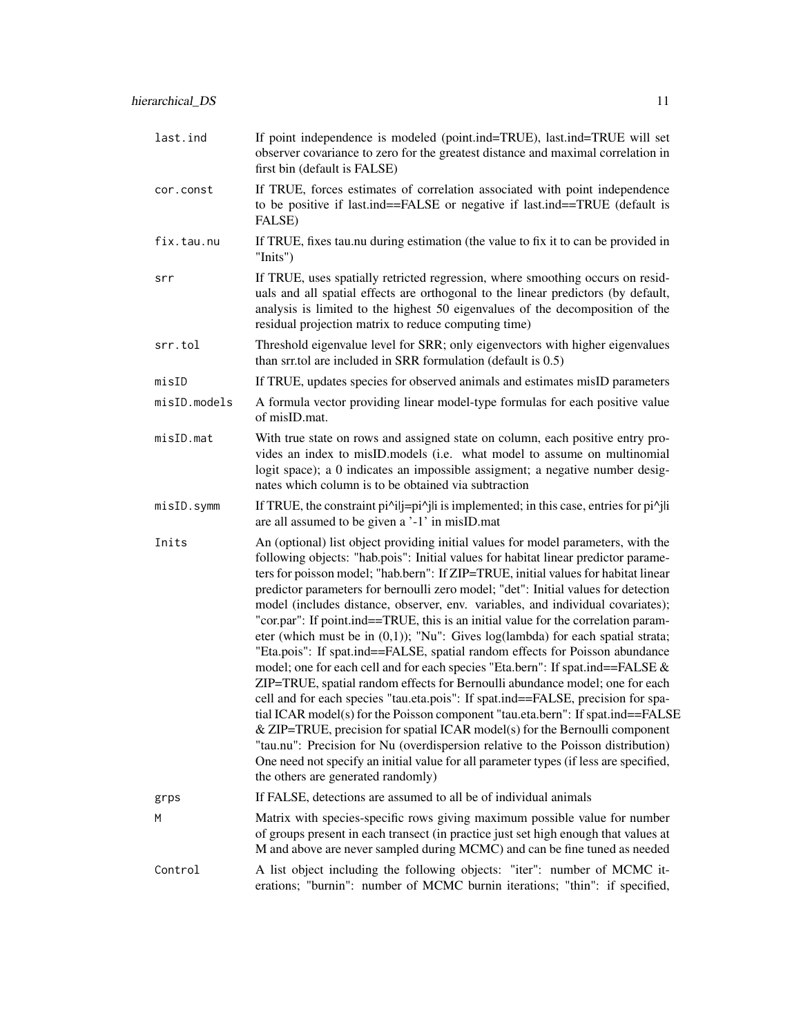| | |
|---|---|
| last.ind | If point independence is modeled (point.ind=TRUE), last.ind=TRUE will set observer covariance to zero for the greatest distance and maximal correlation in first bin (default is FALSE) |
| cor.const | If TRUE, forces estimates of correlation associated with point independence to be positive if last.ind==FALSE or negative if last.ind==TRUE (default is FALSE) |
| fix.tau.nu | If TRUE, fixes tau.nu during estimation (the value to fix it to can be provided in "Inits") |
| srr | If TRUE, uses spatially retricted regression, where smoothing occurs on residuals and all spatial effects are orthogonal to the linear predictors (by default, analysis is limited to the highest 50 eigenvalues of the decomposition of the residual projection matrix to reduce computing time) |
| srr.tol | Threshold eigenvalue level for SRR; only eigenvectors with higher eigenvalues than srr.tol are included in SRR formulation (default is 0.5) |
| misID | If TRUE, updates species for observed animals and estimates misID parameters |
| misID.models | A formula vector providing linear model-type formulas for each positive value of misID.mat. |
| misID.mat | With true state on rows and assigned state on column, each positive entry provides an index to misID.models (i.e. what model to assume on multinomial logit space); a 0 indicates an impossible assigment; a negative number designates which column is to be obtained via subtraction |
| misID.symm | If TRUE, the constraint pi^i\|j=pi^j\|i is implemented; in this case, entries for pi^j\|i are all assumed to be given a '-1' in misID.mat |
| Inits | An (optional) list object providing initial values for model parameters, with the following objects: "hab.pois": Initial values for habitat linear predictor parameters for poisson model; "hab.bern": If ZIP=TRUE, initial values for habitat linear predictor parameters for bernoulli zero model; "det": Initial values for detection model (includes distance, observer, env. variables, and individual covariates); "cor.par": If point.ind==TRUE, this is an initial value for the correlation parameter (which must be in (0,1)); "Nu": Gives log(lambda) for each spatial strata; "Eta.pois": If spat.ind==FALSE, spatial random effects for Poisson abundance model; one for each cell and for each species "Eta.bern": If spat.ind==FALSE & ZIP=TRUE, spatial random effects for Bernoulli abundance model; one for each cell and for each species "tau.eta.pois": If spat.ind==FALSE, precision for spatial ICAR model(s) for the Poisson component "tau.eta.bern": If spat.ind==FALSE & ZIP=TRUE, precision for spatial ICAR model(s) for the Bernoulli component "tau.nu": Precision for Nu (overdispersion relative to the Poisson distribution) One need not specify an initial value for all parameter types (if less are specified, the others are generated randomly) |
| grps | If FALSE, detections are assumed to all be of individual animals |
| M | Matrix with species-specific rows giving maximum possible value for number of groups present in each transect (in practice just set high enough that values at M and above are never sampled during MCMC) and can be fine tuned as needed |
| Control | A list object including the following objects: "iter": number of MCMC iterations; "burnin": number of MCMC burnin iterations; "thin": if specified, |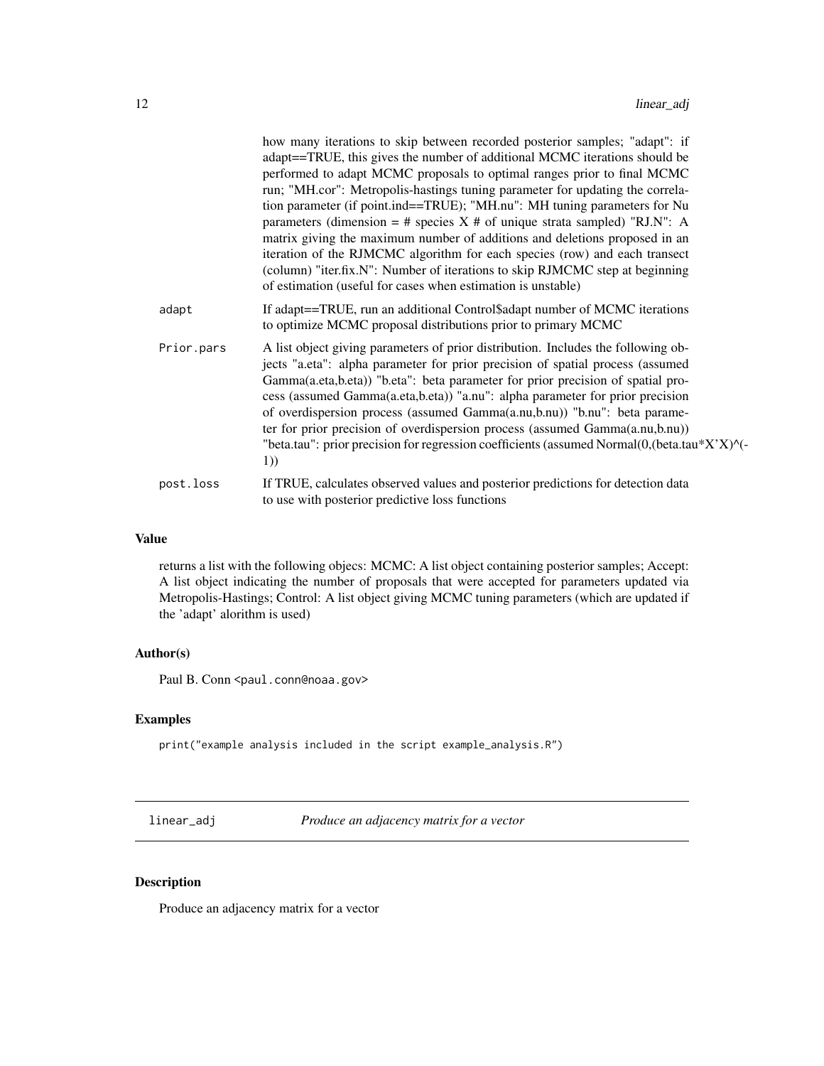| | |
|---|---|
| | how many iterations to skip between recorded posterior samples; "adapt": if adapt==TRUE, this gives the number of additional MCMC iterations should be performed to adapt MCMC proposals to optimal ranges prior to final MCMC run; "MH.cor": Metropolis-hastings tuning parameter for updating the correlation parameter (if point.ind==TRUE); "MH.nu": MH tuning parameters for Nu parameters (dimension = # species X # of unique strata sampled) "RJ.N": A matrix giving the maximum number of additions and deletions proposed in an iteration of the RJMCMC algorithm for each species (row) and each transect (column) "iter.fix.N": Number of iterations to skip RJMCMC step at beginning of estimation (useful for cases when estimation is unstable) |
| `adapt` | If adapt==TRUE, run an additional Control$adapt number of MCMC iterations to optimize MCMC proposal distributions prior to primary MCMC |
| `Prior.pars` | A list object giving parameters of prior distribution. Includes the following objects "a.eta": alpha parameter for prior precision of spatial process (assumed Gamma(a.eta,b.eta)) "b.eta": beta parameter for prior precision of spatial process (assumed Gamma(a.eta,b.eta)) "a.nu": alpha parameter for prior precision of overdispersion process (assumed Gamma(a.nu,b.nu)) "b.nu": beta parameter for prior precision of overdispersion process (assumed Gamma(a.nu,b.nu)) "beta.tau": prior precision for regression coefficients (assumed Normal(0,(beta.tau*X'X)^(-1)) |
| `post.loss` | If TRUE, calculates observed values and posterior predictions for detection data to use with posterior predictive loss functions |

### Value

returns a list with the following objecs: MCMC: A list object containing posterior samples; Accept: A list object indicating the number of proposals that were accepted for parameters updated via Metropolis-Hastings; Control: A list object giving MCMC tuning parameters (which are updated if the 'adapt' alorithm is used)

### Author(s)

Paul B. Conn <paul.conn@noaa.gov>

### Examples

```
print("example analysis included in the script example_analysis.R")
```

---

## `linear_adj` *Produce an adjacency matrix for a vector*

---

### Description

Produce an adjacency matrix for a vector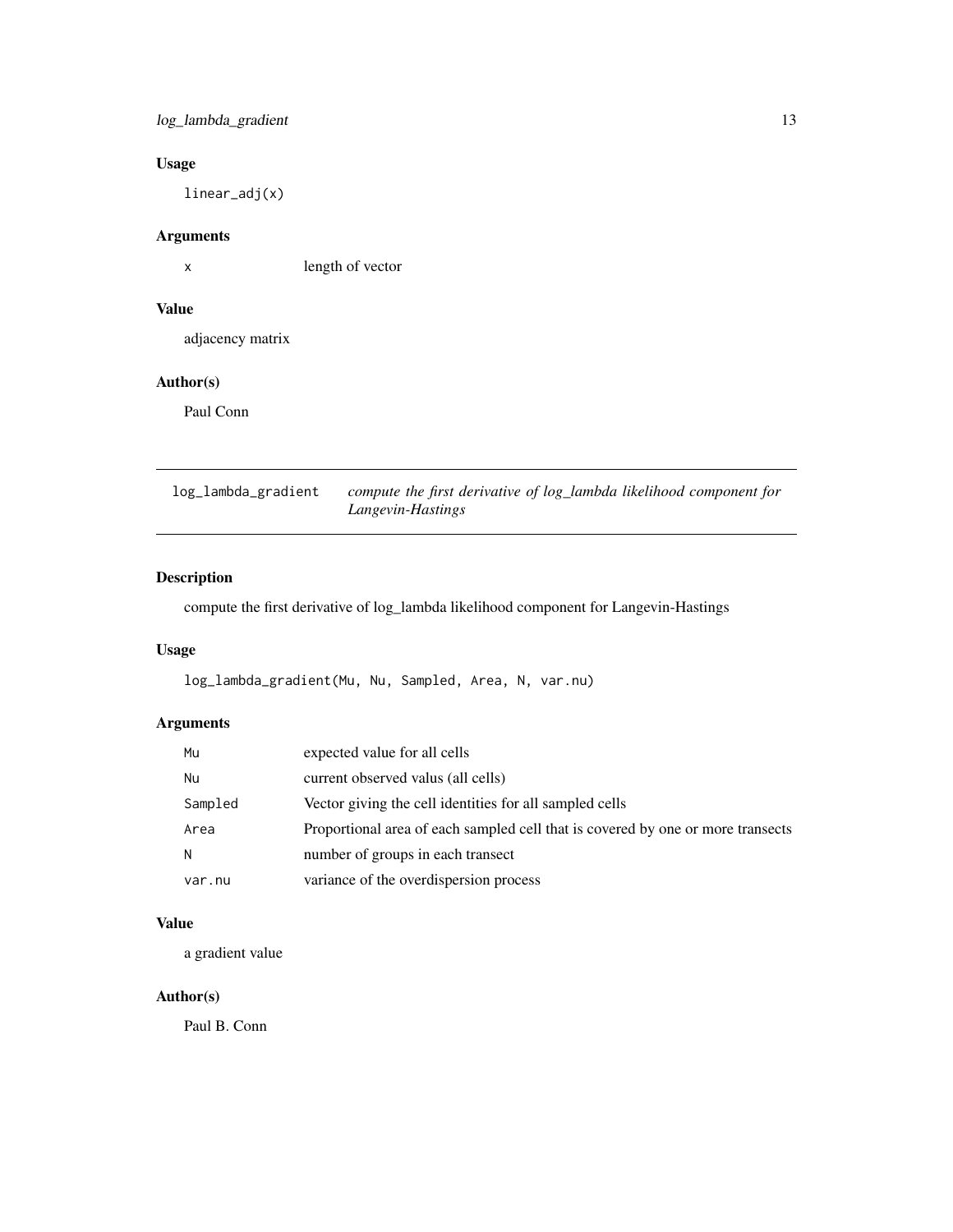## Usage

```
linear_adj(x)
```

## Arguments

| | |
|---|---|
| x | length of vector |

## Value

adjacency matrix

## Author(s)

Paul Conn

---

# log_lambda_gradient    *compute the first derivative of log_lambda likelihood component for Langevin-Hastings*

---

## Description

compute the first derivative of log_lambda likelihood component for Langevin-Hastings

## Usage

```
log_lambda_gradient(Mu, Nu, Sampled, Area, N, var.nu)
```

## Arguments

| | |
|---|---|
| Mu | expected value for all cells |
| Nu | current observed valus (all cells) |
| Sampled | Vector giving the cell identities for all sampled cells |
| Area | Proportional area of each sampled cell that is covered by one or more transects |
| N | number of groups in each transect |
| var.nu | variance of the overdispersion process |

## Value

a gradient value

## Author(s)

Paul B. Conn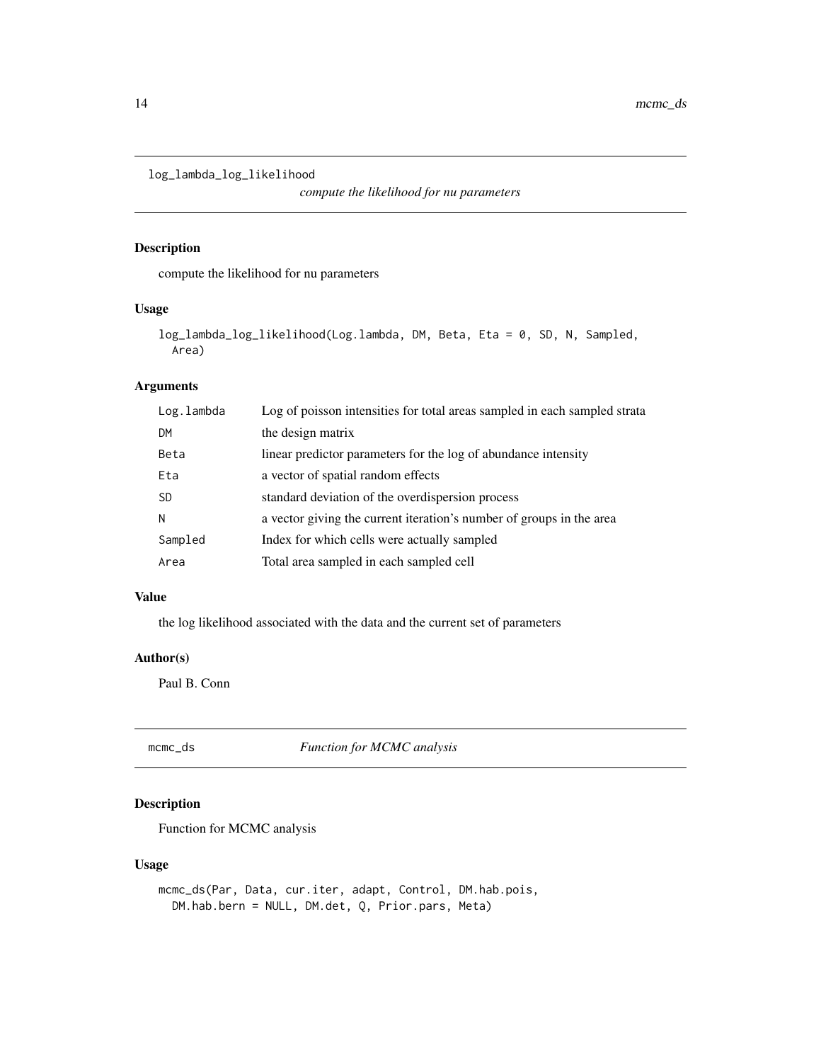## log_lambda_log_likelihood

*compute the likelihood for nu parameters*

### Description

compute the likelihood for nu parameters

### Usage

```
log_lambda_log_likelihood(Log.lambda, DM, Beta, Eta = 0, SD, N, Sampled,
  Area)
```

### Arguments

| | |
|---|---|
| Log.lambda | Log of poisson intensities for total areas sampled in each sampled strata |
| DM | the design matrix |
| Beta | linear predictor parameters for the log of abundance intensity |
| Eta | a vector of spatial random effects |
| SD | standard deviation of the overdispersion process |
| N | a vector giving the current iteration's number of groups in the area |
| Sampled | Index for which cells were actually sampled |
| Area | Total area sampled in each sampled cell |

### Value

the log likelihood associated with the data and the current set of parameters

### Author(s)

Paul B. Conn

## mcmc_ds

*Function for MCMC analysis*

### Description

Function for MCMC analysis

### Usage

```
mcmc_ds(Par, Data, cur.iter, adapt, Control, DM.hab.pois,
  DM.hab.bern = NULL, DM.det, Q, Prior.pars, Meta)
```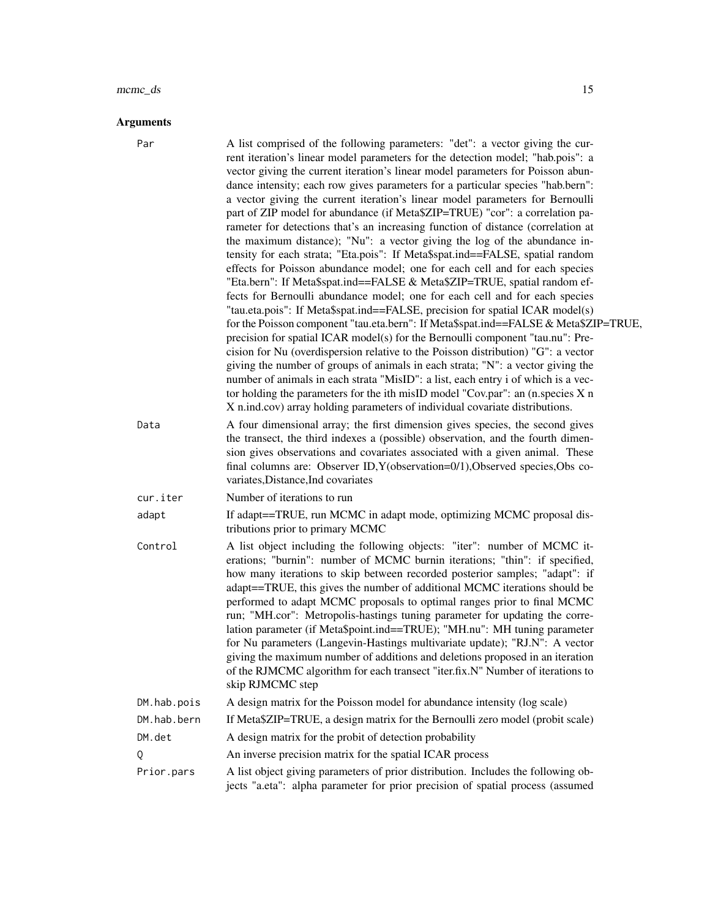## Arguments

| | |
|---|---|
| Par | A list comprised of the following parameters: "det": a vector giving the current iteration's linear model parameters for the detection model; "hab.pois": a vector giving the current iteration's linear model parameters for Poisson abundance intensity; each row gives parameters for a particular species "hab.bern": a vector giving the current iteration's linear model parameters for Bernoulli part of ZIP model for abundance (if Meta$ZIP=TRUE) "cor": a correlation parameter for detections that's an increasing function of distance (correlation at the maximum distance); "Nu": a vector giving the log of the abundance intensity for each strata; "Eta.pois": If Meta$spat.ind==FALSE, spatial random effects for Poisson abundance model; one for each cell and for each species "Eta.bern": If Meta$spat.ind==FALSE & Meta$ZIP=TRUE, spatial random effects for Bernoulli abundance model; one for each cell and for each species "tau.eta.pois": If Meta$spat.ind==FALSE, precision for spatial ICAR model(s) for the Poisson component "tau.eta.bern": If Meta$spat.ind==FALSE & Meta$ZIP=TRUE, precision for spatial ICAR model(s) for the Bernoulli component "tau.nu": Precision for Nu (overdispersion relative to the Poisson distribution) "G": a vector giving the number of groups of animals in each strata; "N": a vector giving the number of animals in each strata "MisID": a list, each entry i of which is a vector holding the parameters for the ith misID model "Cov.par": an (n.species X n X n.ind.cov) array holding parameters of individual covariate distributions. |
| Data | A four dimensional array; the first dimension gives species, the second gives the transect, the third indexes a (possible) observation, and the fourth dimension gives observations and covariates associated with a given animal. These final columns are: Observer ID,Y(observation=0/1),Observed species,Obs covariates,Distance,Ind covariates |
| cur.iter | Number of iterations to run |
| adapt | If adapt==TRUE, run MCMC in adapt mode, optimizing MCMC proposal distributions prior to primary MCMC |
| Control | A list object including the following objects: "iter": number of MCMC iterations; "burnin": number of MCMC burnin iterations; "thin": if specified, how many iterations to skip between recorded posterior samples; "adapt": if adapt==TRUE, this gives the number of additional MCMC iterations should be performed to adapt MCMC proposals to optimal ranges prior to final MCMC run; "MH.cor": Metropolis-hastings tuning parameter for updating the correlation parameter (if Meta$point.ind==TRUE); "MH.nu": MH tuning parameter for Nu parameters (Langevin-Hastings multivariate update); "RJ.N": A vector giving the maximum number of additions and deletions proposed in an iteration of the RJMCMC algorithm for each transect "iter.fix.N" Number of iterations to skip RJMCMC step |
| DM.hab.pois | A design matrix for the Poisson model for abundance intensity (log scale) |
| DM.hab.bern | If Meta$ZIP=TRUE, a design matrix for the Bernoulli zero model (probit scale) |
| DM.det | A design matrix for the probit of detection probability |
| Q | An inverse precision matrix for the spatial ICAR process |
| Prior.pars | A list object giving parameters of prior distribution. Includes the following objects "a.eta": alpha parameter for prior precision of spatial process (assumed |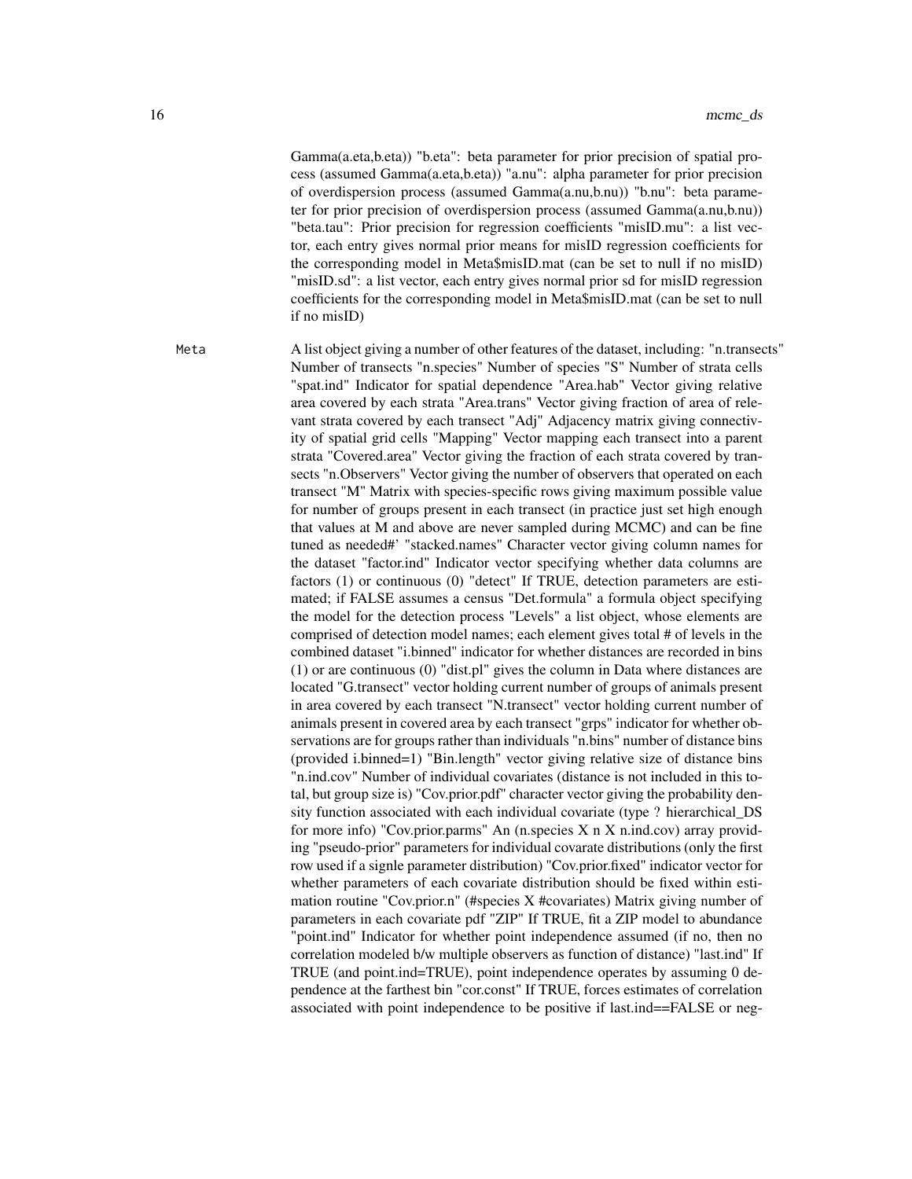Gamma(a.eta,b.eta)) "b.eta": beta parameter for prior precision of spatial process (assumed Gamma(a.eta,b.eta)) "a.nu": alpha parameter for prior precision of overdispersion process (assumed Gamma(a.nu,b.nu)) "b.nu": beta parameter for prior precision of overdispersion process (assumed Gamma(a.nu,b.nu)) "beta.tau": Prior precision for regression coefficients "misID.mu": a list vector, each entry gives normal prior means for misID regression coefficients for the corresponding model in Meta$misID.mat (can be set to null if no misID) "misID.sd": a list vector, each entry gives normal prior sd for misID regression coefficients for the corresponding model in Meta$misID.mat (can be set to null if no misID)

Meta
A list object giving a number of other features of the dataset, including: "n.transects" Number of transects "n.species" Number of species "S" Number of strata cells "spat.ind" Indicator for spatial dependence "Area.hab" Vector giving relative area covered by each strata "Area.trans" Vector giving fraction of area of relevant strata covered by each transect "Adj" Adjacency matrix giving connectivity of spatial grid cells "Mapping" Vector mapping each transect into a parent strata "Covered.area" Vector giving the fraction of each strata covered by transects "n.Observers" Vector giving the number of observers that operated on each transect "M" Matrix with species-specific rows giving maximum possible value for number of groups present in each transect (in practice just set high enough that values at M and above are never sampled during MCMC) and can be fine tuned as needed#' "stacked.names" Character vector giving column names for the dataset "factor.ind" Indicator vector specifying whether data columns are factors (1) or continuous (0) "detect" If TRUE, detection parameters are estimated; if FALSE assumes a census "Det.formula" a formula object specifying the model for the detection process "Levels" a list object, whose elements are comprised of detection model names; each element gives total # of levels in the combined dataset "i.binned" indicator for whether distances are recorded in bins (1) or are continuous (0) "dist.pl" gives the column in Data where distances are located "G.transect" vector holding current number of groups of animals present in area covered by each transect "N.transect" vector holding current number of animals present in covered area by each transect "grps" indicator for whether observations are for groups rather than individuals "n.bins" number of distance bins (provided i.binned=1) "Bin.length" vector giving relative size of distance bins "n.ind.cov" Number of individual covariates (distance is not included in this total, but group size is) "Cov.prior.pdf" character vector giving the probability density function associated with each individual covariate (type ? hierarchical_DS for more info) "Cov.prior.parms" An (n.species X n X n.ind.cov) array providing "pseudo-prior" parameters for individual covarate distributions (only the first row used if a signle parameter distribution) "Cov.prior.fixed" indicator vector for whether parameters of each covariate distribution should be fixed within estimation routine "Cov.prior.n" (#species X #covariates) Matrix giving number of parameters in each covariate pdf "ZIP" If TRUE, fit a ZIP model to abundance "point.ind" Indicator for whether point independence assumed (if no, then no correlation modeled b/w multiple observers as function of distance) "last.ind" If TRUE (and point.ind=TRUE), point independence operates by assuming 0 dependence at the farthest bin "cor.const" If TRUE, forces estimates of correlation associated with point independence to be positive if last.ind==FALSE or neg-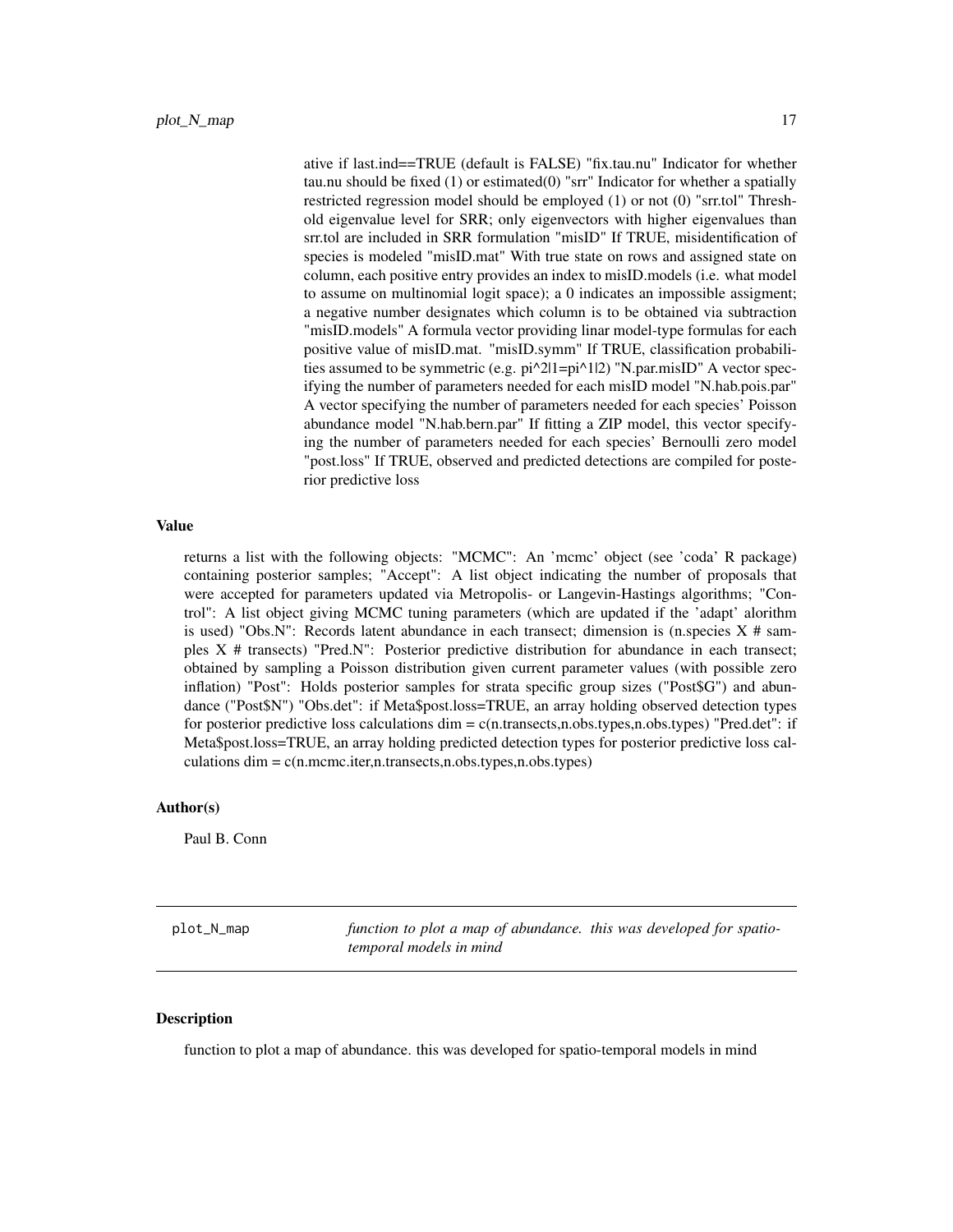ative if last.ind==TRUE (default is FALSE) "fix.tau.nu" Indicator for whether tau.nu should be fixed (1) or estimated(0) "srr" Indicator for whether a spatially restricted regression model should be employed (1) or not (0) "srr.tol" Threshold eigenvalue level for SRR; only eigenvectors with higher eigenvalues than srr.tol are included in SRR formulation "misID" If TRUE, misidentification of species is modeled "misID.mat" With true state on rows and assigned state on column, each positive entry provides an index to misID.models (i.e. what model to assume on multinomial logit space); a 0 indicates an impossible assigment; a negative number designates which column is to be obtained via subtraction "misID.models" A formula vector providing linar model-type formulas for each positive value of misID.mat. "misID.symm" If TRUE, classification probabilities assumed to be symmetric (e.g. pi^2|1=pi^1|2) "N.par.misID" A vector specifying the number of parameters needed for each misID model "N.hab.pois.par" A vector specifying the number of parameters needed for each species' Poisson abundance model "N.hab.bern.par" If fitting a ZIP model, this vector specifying the number of parameters needed for each species' Bernoulli zero model "post.loss" If TRUE, observed and predicted detections are compiled for posterior predictive loss

## Value

returns a list with the following objects: "MCMC": An 'mcmc' object (see 'coda' R package) containing posterior samples; "Accept": A list object indicating the number of proposals that were accepted for parameters updated via Metropolis- or Langevin-Hastings algorithms; "Control": A list object giving MCMC tuning parameters (which are updated if the 'adapt' alorithm is used) "Obs.N": Records latent abundance in each transect; dimension is (n.species X # samples X # transects) "Pred.N": Posterior predictive distribution for abundance in each transect; obtained by sampling a Poisson distribution given current parameter values (with possible zero inflation) "Post": Holds posterior samples for strata specific group sizes ("Post$G") and abundance ("Post$N") "Obs.det": if Meta$post.loss=TRUE, an array holding observed detection types for posterior predictive loss calculations dim = c(n.transects,n.obs.types,n.obs.types) "Pred.det": if Meta$post.loss=TRUE, an array holding predicted detection types for posterior predictive loss calculations dim = c(n.mcmc.iter,n.transects,n.obs.types,n.obs.types)

## Author(s)

Paul B. Conn

---

# plot_N_map

*function to plot a map of abundance. this was developed for spatio-temporal models in mind*

## Description

function to plot a map of abundance. this was developed for spatio-temporal models in mind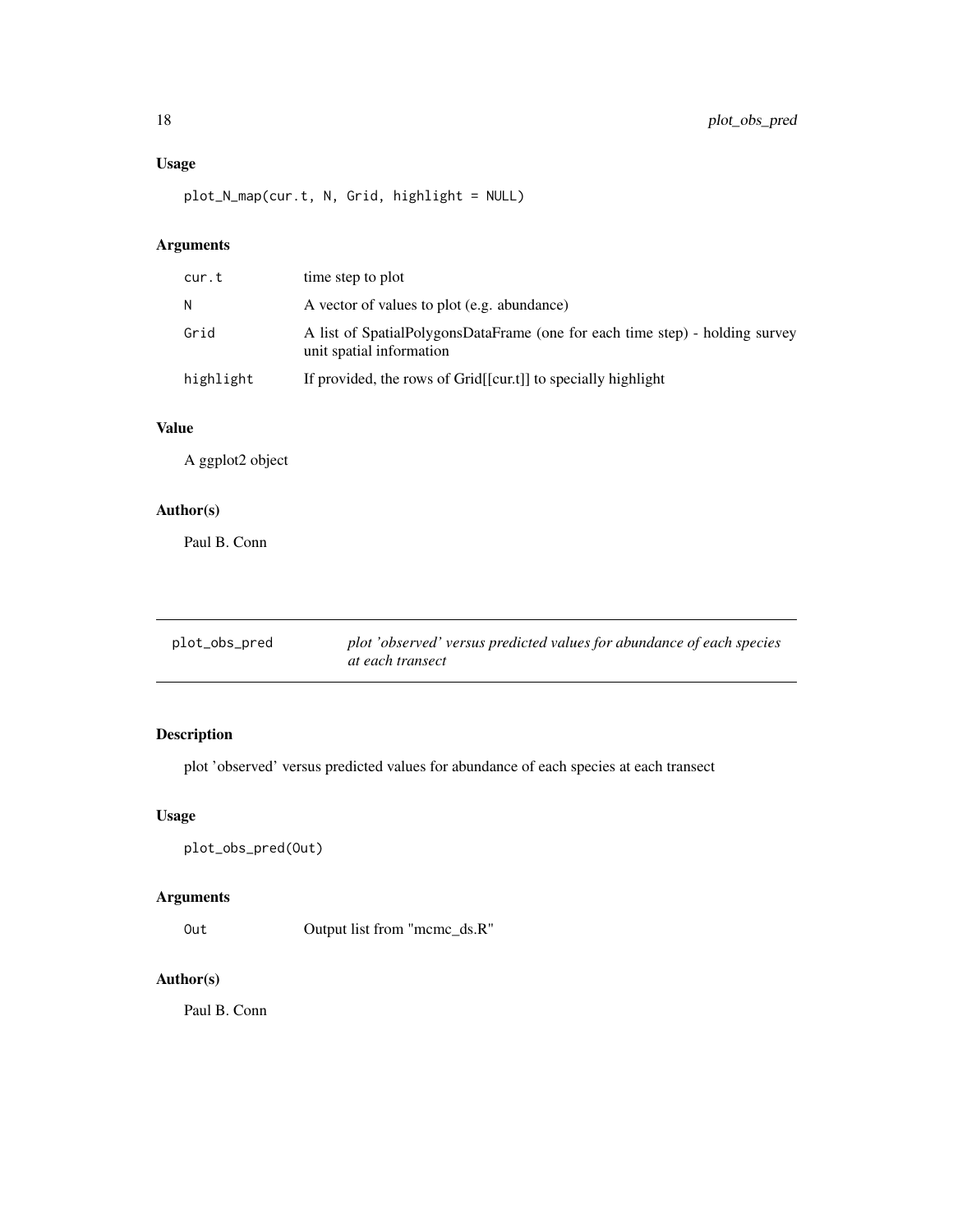## Usage

```
plot_N_map(cur.t, N, Grid, highlight = NULL)
```

## Arguments

| | |
|---|---|
| cur.t | time step to plot |
| N | A vector of values to plot (e.g. abundance) |
| Grid | A list of SpatialPolygonsDataFrame (one for each time step) - holding survey unit spatial information |
| highlight | If provided, the rows of Grid[[cur.t]] to specially highlight |

## Value

A ggplot2 object

## Author(s)

Paul B. Conn

---

# plot_obs_pred — *plot 'observed' versus predicted values for abundance of each species at each transect*

---

## Description

plot 'observed' versus predicted values for abundance of each species at each transect

## Usage

```
plot_obs_pred(Out)
```

## Arguments

| | |
|---|---|
| Out | Output list from "mcmc_ds.R" |

## Author(s)

Paul B. Conn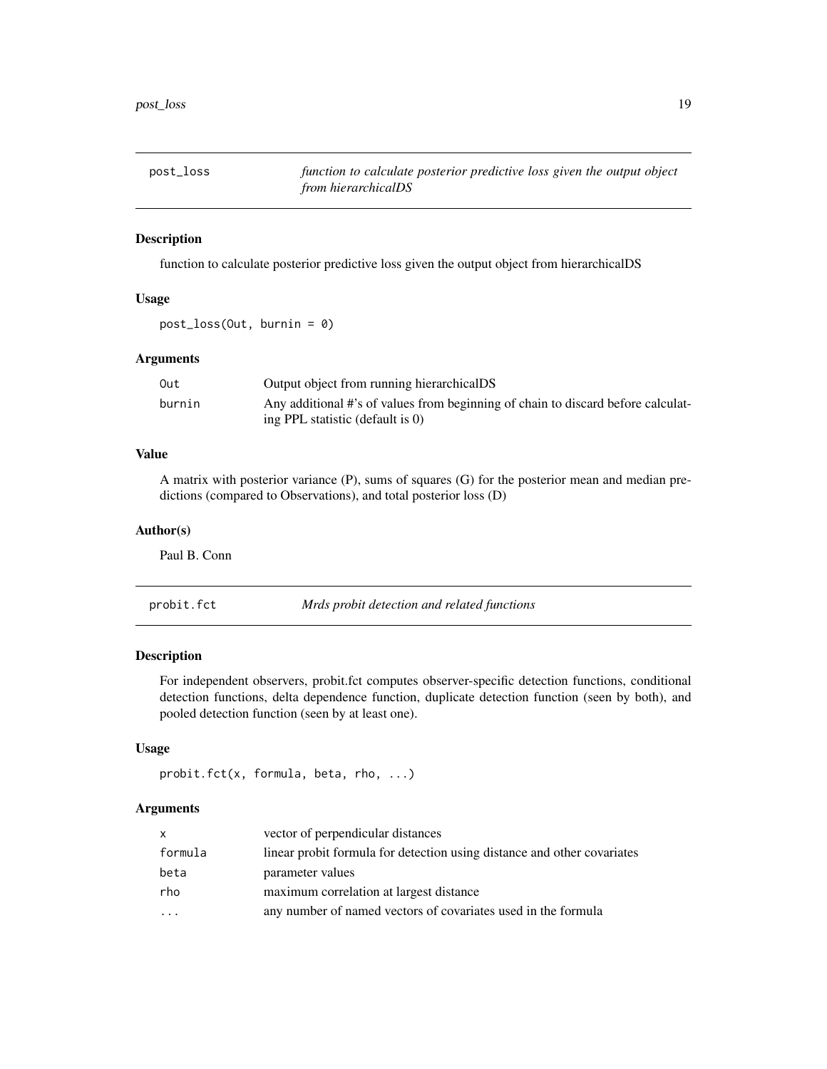## post_loss

*function to calculate posterior predictive loss given the output object from hierarchicalDS*

### Description

function to calculate posterior predictive loss given the output object from hierarchicalDS

### Usage

```
post_loss(Out, burnin = 0)
```

### Arguments

| | |
|---|---|
| Out | Output object from running hierarchicalDS |
| burnin | Any additional #'s of values from beginning of chain to discard before calculating PPL statistic (default is 0) |

### Value

A matrix with posterior variance (P), sums of squares (G) for the posterior mean and median predictions (compared to Observations), and total posterior loss (D)

### Author(s)

Paul B. Conn

## probit.fct

*Mrds probit detection and related functions*

### Description

For independent observers, probit.fct computes observer-specific detection functions, conditional detection functions, delta dependence function, duplicate detection function (seen by both), and pooled detection function (seen by at least one).

### Usage

```
probit.fct(x, formula, beta, rho, ...)
```

### Arguments

| | |
|---|---|
| x | vector of perpendicular distances |
| formula | linear probit formula for detection using distance and other covariates |
| beta | parameter values |
| rho | maximum correlation at largest distance |
| ... | any number of named vectors of covariates used in the formula |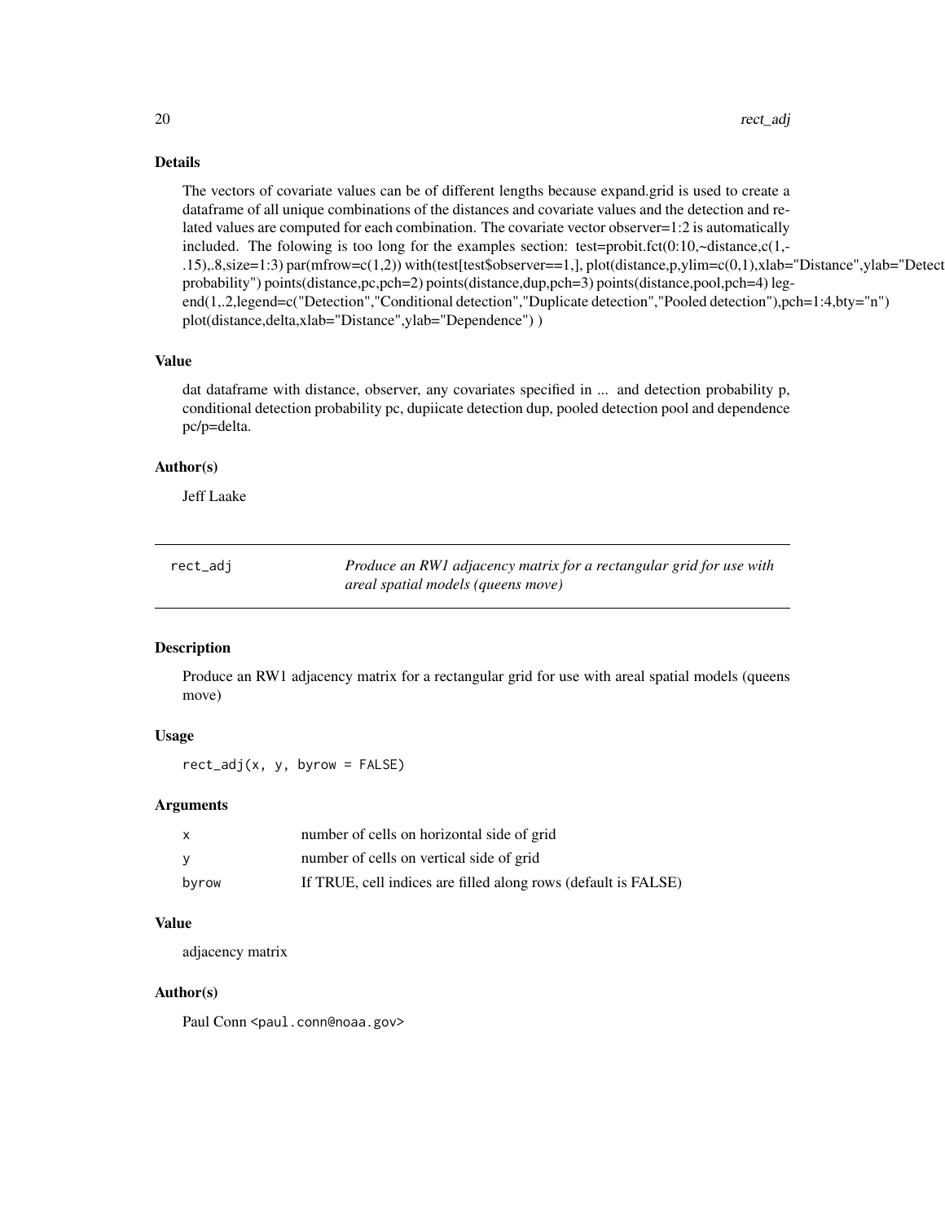### Details

The vectors of covariate values can be of different lengths because expand.grid is used to create a dataframe of all unique combinations of the distances and covariate values and the detection and related values are computed for each combination. The covariate vector observer=1:2 is automatically included. The folowing is too long for the examples section: test=probit.fct(0:10,~distance,c(1,-.15),.8,size=1:3) par(mfrow=c(1,2)) with(test[test$observer==1,], plot(distance,p,ylim=c(0,1),xlab="Distance",ylab="Detect probability") points(distance,pc,pch=2) points(distance,dup,pch=3) points(distance,pool,pch=4) legend(1,.2,legend=c("Detection","Conditional detection","Duplicate detection","Pooled detection"),pch=1:4,bty="n") plot(distance,delta,xlab="Distance",ylab="Dependence") )

### Value

dat dataframe with distance, observer, any covariates specified in ... and detection probability p, conditional detection probability pc, dupiicate detection dup, pooled detection pool and dependence pc/p=delta.

### Author(s)

Jeff Laake

---

## rect_adj — *Produce an RW1 adjacency matrix for a rectangular grid for use with areal spatial models (queens move)*

### Description

Produce an RW1 adjacency matrix for a rectangular grid for use with areal spatial models (queens move)

### Usage

```
rect_adj(x, y, byrow = FALSE)
```

### Arguments

| | |
|---|---|
| x | number of cells on horizontal side of grid |
| y | number of cells on vertical side of grid |
| byrow | If TRUE, cell indices are filled along rows (default is FALSE) |

### Value

adjacency matrix

### Author(s)

Paul Conn <paul.conn@noaa.gov>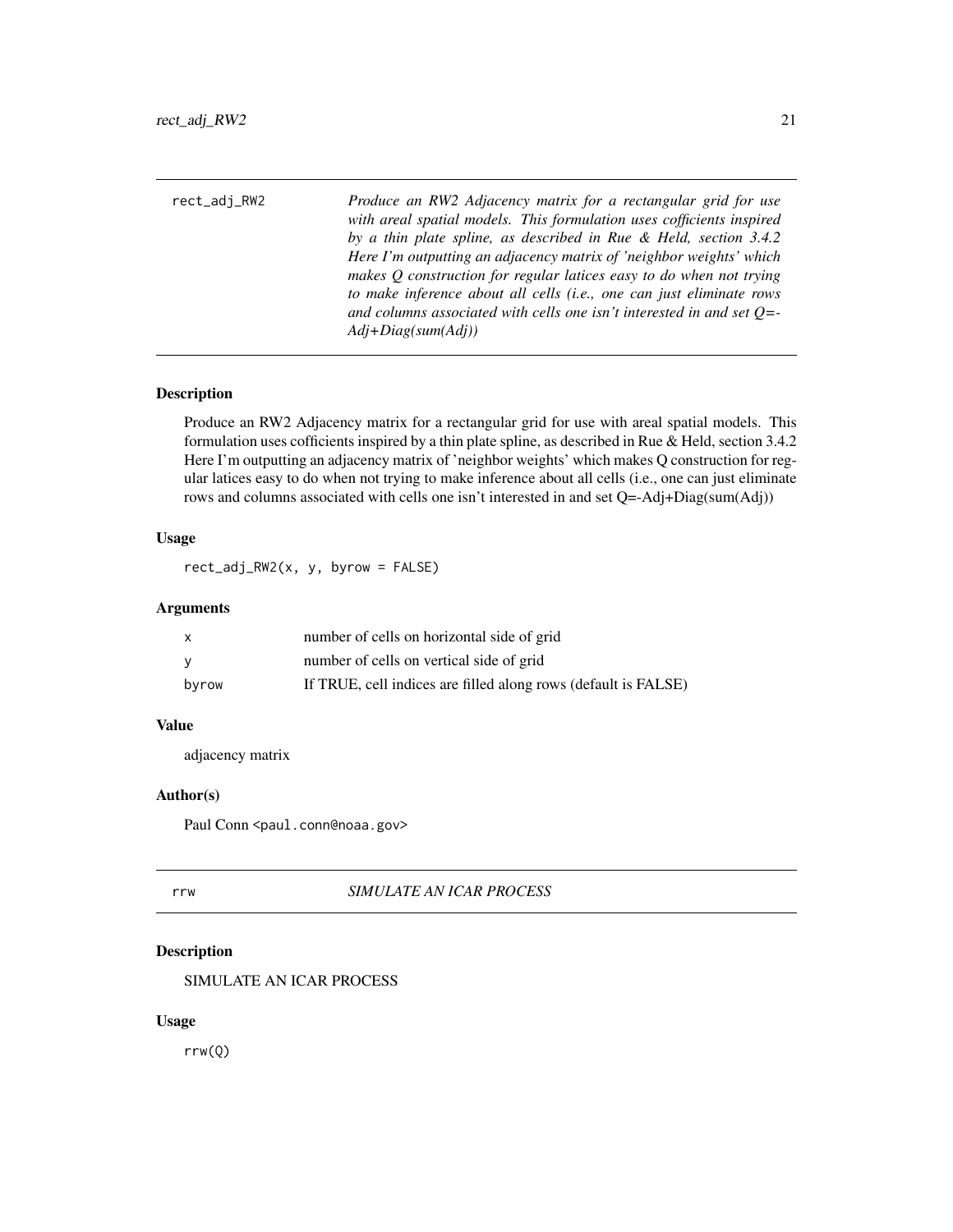## rect_adj_RW2

*Produce an RW2 Adjacency matrix for a rectangular grid for use with areal spatial models. This formulation uses cofficients inspired by a thin plate spline, as described in Rue & Held, section 3.4.2 Here I'm outputting an adjacency matrix of 'neighbor weights' which makes Q construction for regular latices easy to do when not trying to make inference about all cells (i.e., one can just eliminate rows and columns associated with cells one isn't interested in and set Q=-Adj+Diag(sum(Adj))*

### Description

Produce an RW2 Adjacency matrix for a rectangular grid for use with areal spatial models. This formulation uses cofficients inspired by a thin plate spline, as described in Rue & Held, section 3.4.2 Here I'm outputting an adjacency matrix of 'neighbor weights' which makes Q construction for regular latices easy to do when not trying to make inference about all cells (i.e., one can just eliminate rows and columns associated with cells one isn't interested in and set Q=-Adj+Diag(sum(Adj))

### Usage

```
rect_adj_RW2(x, y, byrow = FALSE)
```

### Arguments

| | |
|---|---|
| x | number of cells on horizontal side of grid |
| y | number of cells on vertical side of grid |
| byrow | If TRUE, cell indices are filled along rows (default is FALSE) |

### Value

adjacency matrix

### Author(s)

Paul Conn <paul.conn@noaa.gov>

## rrw

*SIMULATE AN ICAR PROCESS*

### Description

SIMULATE AN ICAR PROCESS

### Usage

```
rrw(Q)
```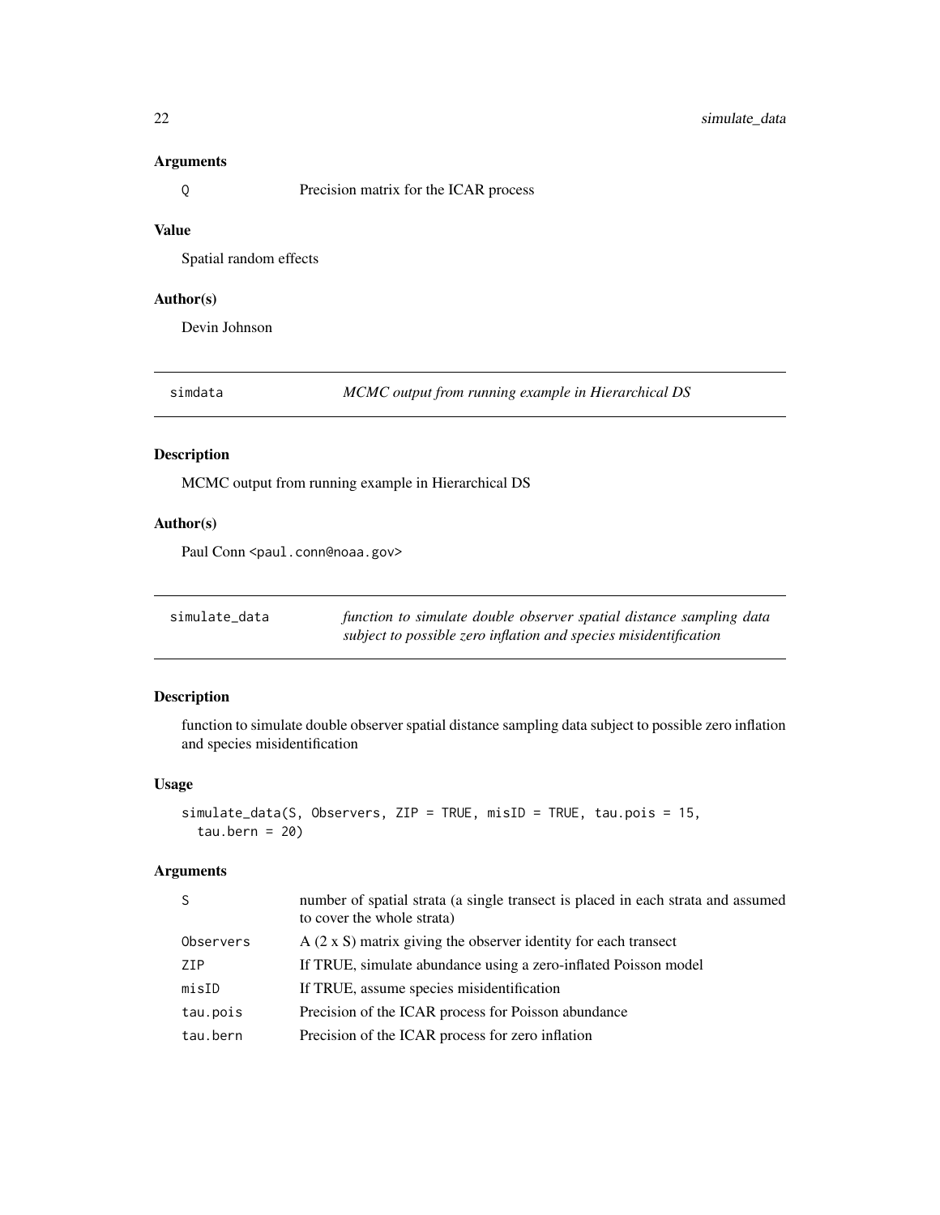### Arguments

| | |
|---|---|
| Q | Precision matrix for the ICAR process |

### Value

Spatial random effects

### Author(s)

Devin Johnson

---

## simdata — *MCMC output from running example in Hierarchical DS*

### Description

MCMC output from running example in Hierarchical DS

### Author(s)

Paul Conn <paul.conn@noaa.gov>

---

## simulate_data — *function to simulate double observer spatial distance sampling data subject to possible zero inflation and species misidentification*

### Description

function to simulate double observer spatial distance sampling data subject to possible zero inflation and species misidentification

### Usage

```
simulate_data(S, Observers, ZIP = TRUE, misID = TRUE, tau.pois = 15,
  tau.bern = 20)
```

### Arguments

| | |
|---|---|
| S | number of spatial strata (a single transect is placed in each strata and assumed to cover the whole strata) |
| Observers | A (2 x S) matrix giving the observer identity for each transect |
| ZIP | If TRUE, simulate abundance using a zero-inflated Poisson model |
| misID | If TRUE, assume species misidentification |
| tau.pois | Precision of the ICAR process for Poisson abundance |
| tau.bern | Precision of the ICAR process for zero inflation |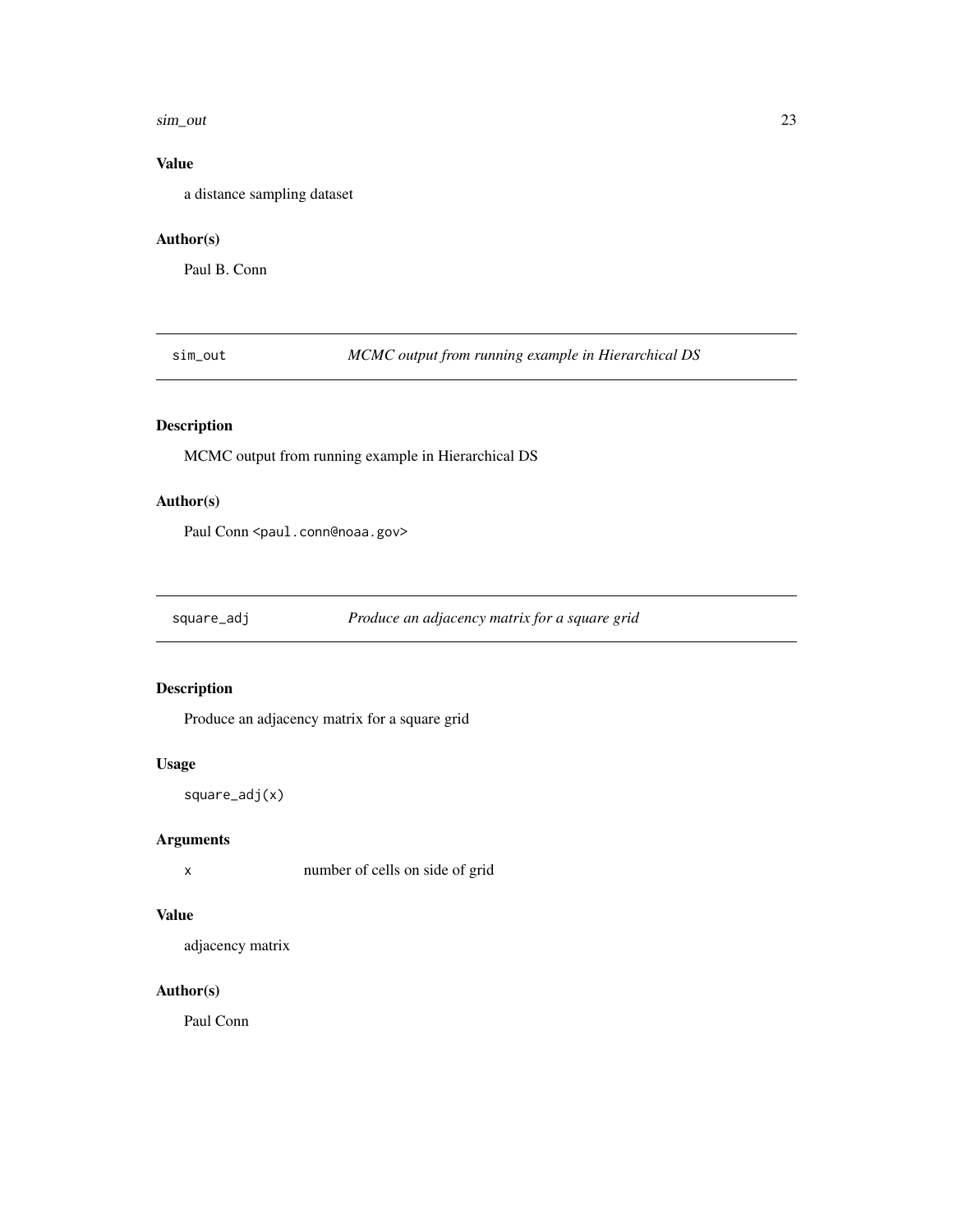### Value

a distance sampling dataset

### Author(s)

Paul B. Conn

## sim_out — *MCMC output from running example in Hierarchical DS*

### Description

MCMC output from running example in Hierarchical DS

### Author(s)

Paul Conn <paul.conn@noaa.gov>

## square_adj — *Produce an adjacency matrix for a square grid*

### Description

Produce an adjacency matrix for a square grid

### Usage

```
square_adj(x)
```

### Arguments

| | |
|---|---|
| x | number of cells on side of grid |

### Value

adjacency matrix

### Author(s)

Paul Conn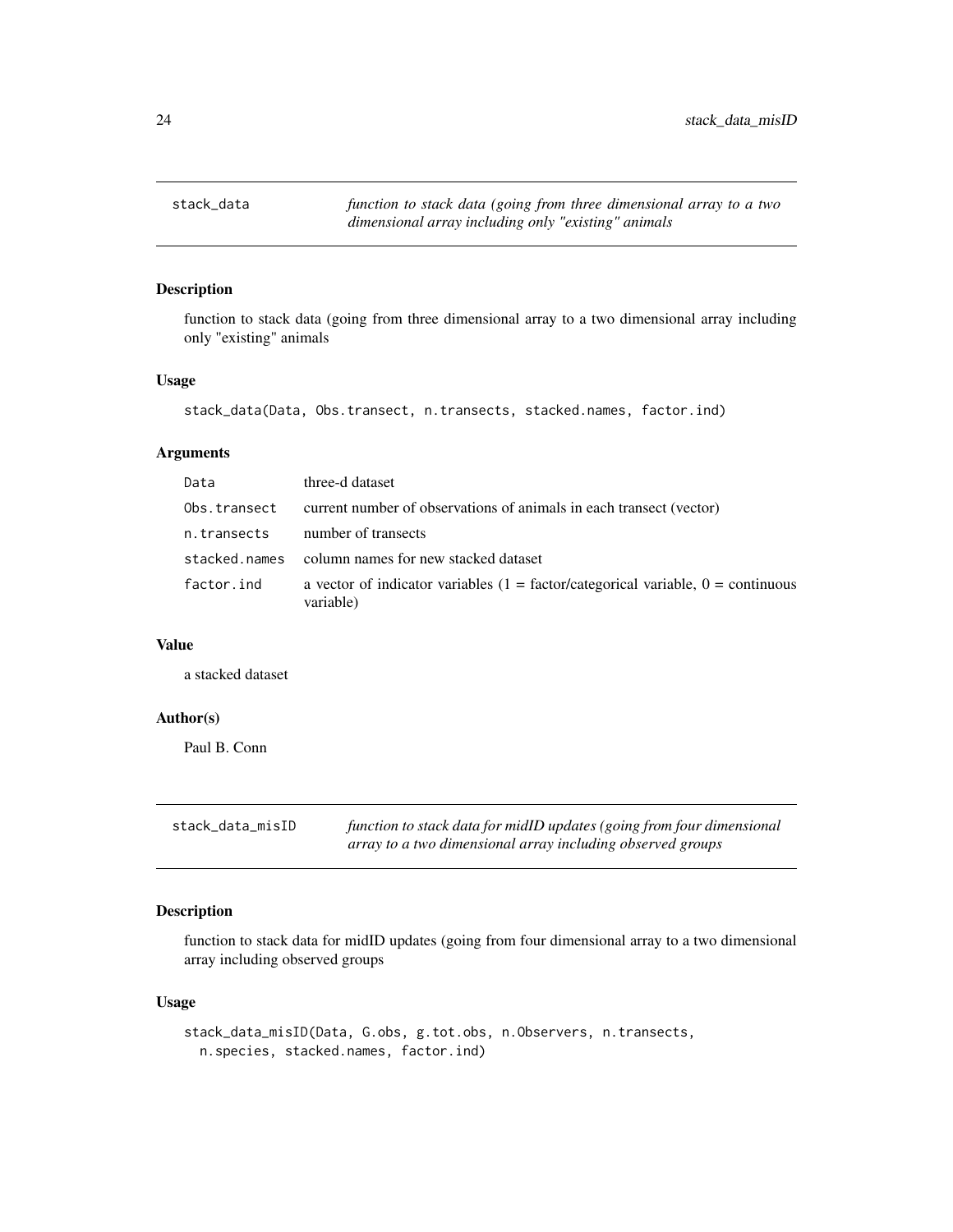## stack_data

*function to stack data (going from three dimensional array to a two dimensional array including only "existing" animals*

### Description

function to stack data (going from three dimensional array to a two dimensional array including only "existing" animals

### Usage

```
stack_data(Data, Obs.transect, n.transects, stacked.names, factor.ind)
```

### Arguments

| | |
|---|---|
| Data | three-d dataset |
| Obs.transect | current number of observations of animals in each transect (vector) |
| n.transects | number of transects |
| stacked.names | column names for new stacked dataset |
| factor.ind | a vector of indicator variables (1 = factor/categorical variable, 0 = continuous variable) |

### Value

a stacked dataset

### Author(s)

Paul B. Conn

## stack_data_misID

*function to stack data for midID updates (going from four dimensional array to a two dimensional array including observed groups*

### Description

function to stack data for midID updates (going from four dimensional array to a two dimensional array including observed groups

### Usage

```
stack_data_misID(Data, G.obs, g.tot.obs, n.Observers, n.transects,
  n.species, stacked.names, factor.ind)
```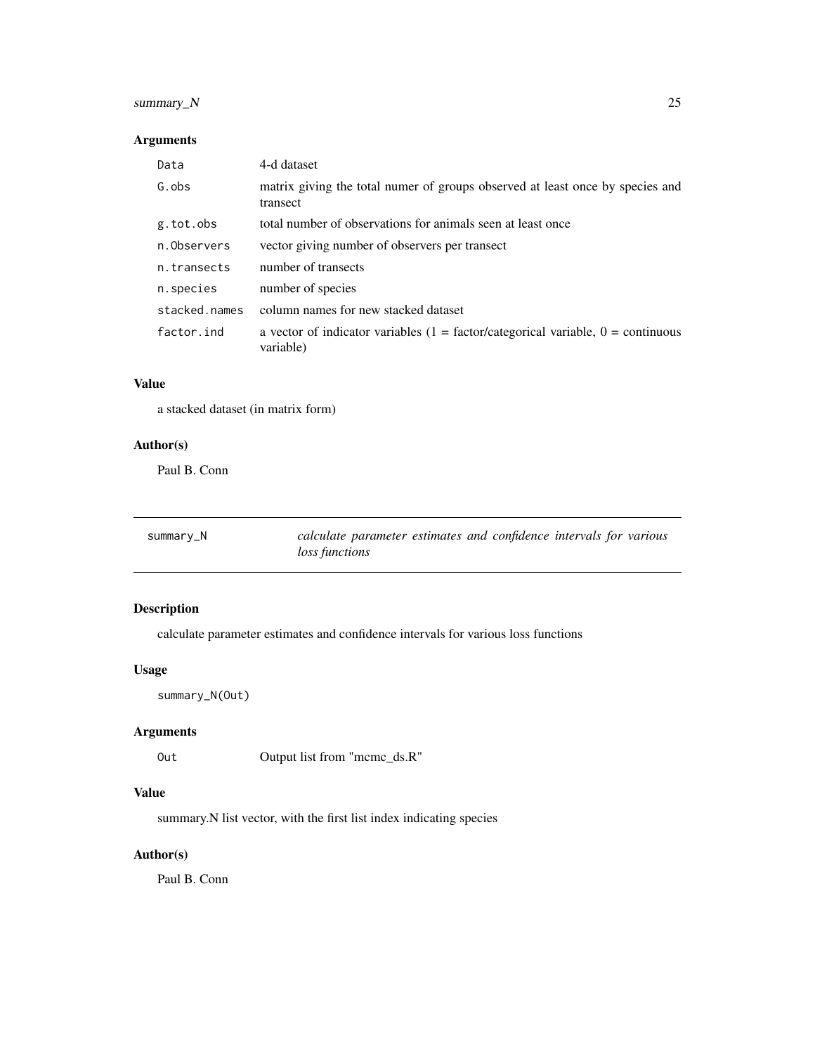### Arguments

| | |
|---|---|
| `Data` | 4-d dataset |
| `G.obs` | matrix giving the total numer of groups observed at least once by species and transect |
| `g.tot.obs` | total number of observations for animals seen at least once |
| `n.Observers` | vector giving number of observers per transect |
| `n.transects` | number of transects |
| `n.species` | number of species |
| `stacked.names` | column names for new stacked dataset |
| `factor.ind` | a vector of indicator variables (1 = factor/categorical variable, 0 = continuous variable) |

### Value

a stacked dataset (in matrix form)

### Author(s)

Paul B. Conn

---

## `summary_N` — *calculate parameter estimates and confidence intervals for various loss functions*

---

### Description

calculate parameter estimates and confidence intervals for various loss functions

### Usage

```
summary_N(Out)
```

### Arguments

| | |
|---|---|
| `Out` | Output list from "mcmc_ds.R" |

### Value

summary.N list vector, with the first list index indicating species

### Author(s)

Paul B. Conn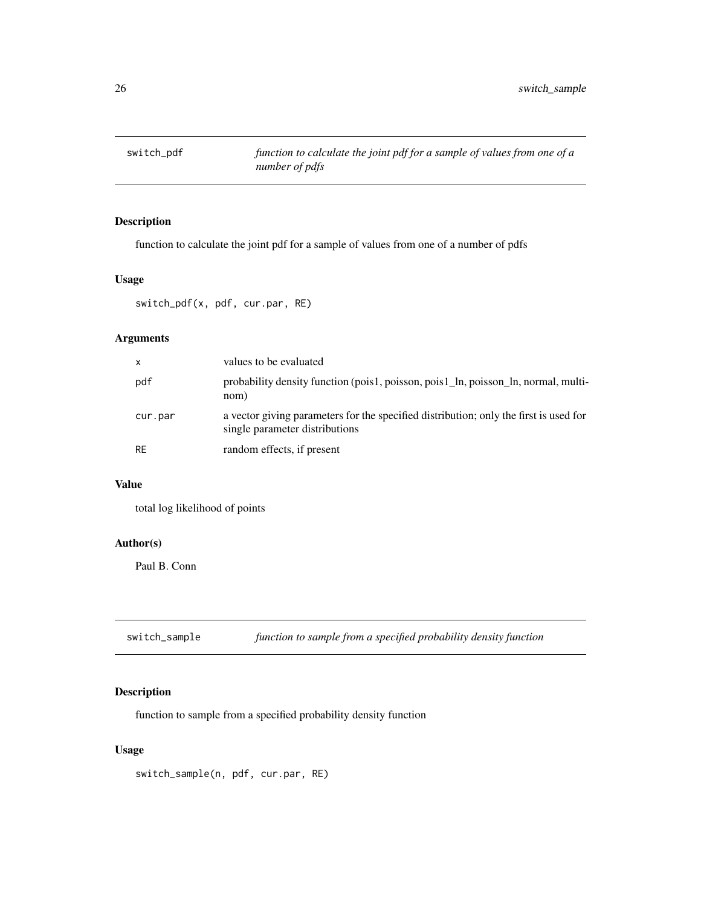## switch_pdf *function to calculate the joint pdf for a sample of values from one of a number of pdfs*

### Description

function to calculate the joint pdf for a sample of values from one of a number of pdfs

### Usage

```
switch_pdf(x, pdf, cur.par, RE)
```

### Arguments

| | |
|---|---|
| x | values to be evaluated |
| pdf | probability density function (pois1, poisson, pois1_ln, poisson_ln, normal, multinom) |
| cur.par | a vector giving parameters for the specified distribution; only the first is used for single parameter distributions |
| RE | random effects, if present |

### Value

total log likelihood of points

### Author(s)

Paul B. Conn

## switch_sample *function to sample from a specified probability density function*

### Description

function to sample from a specified probability density function

### Usage

```
switch_sample(n, pdf, cur.par, RE)
```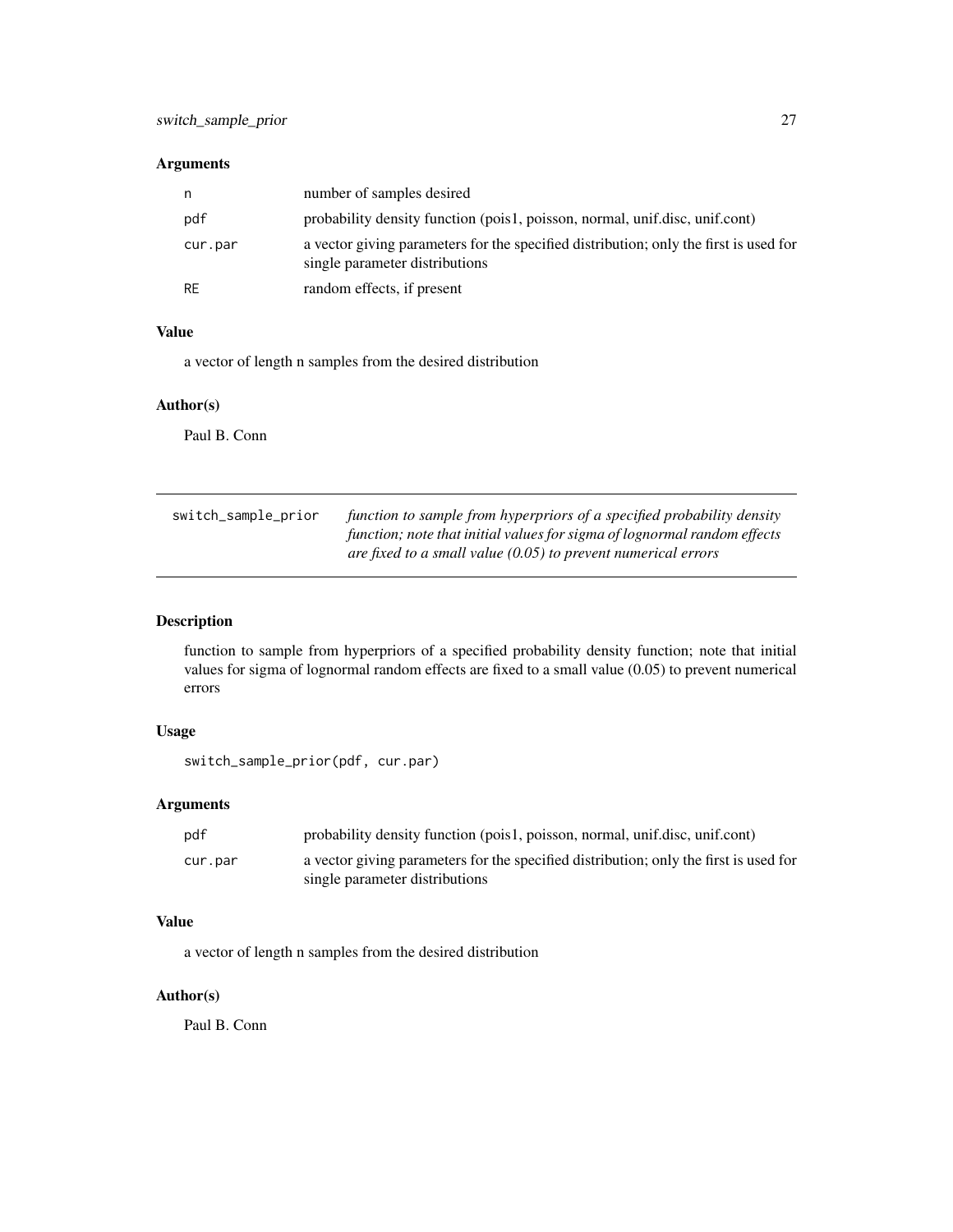### Arguments

| | |
|---|---|
| n | number of samples desired |
| pdf | probability density function (pois1, poisson, normal, unif.disc, unif.cont) |
| cur.par | a vector giving parameters for the specified distribution; only the first is used for single parameter distributions |
| RE | random effects, if present |

### Value

a vector of length n samples from the desired distribution

### Author(s)

Paul B. Conn

---

## switch_sample_prior

*function to sample from hyperpriors of a specified probability density function; note that initial values for sigma of lognormal random effects are fixed to a small value (0.05) to prevent numerical errors*

---

### Description

function to sample from hyperpriors of a specified probability density function; note that initial values for sigma of lognormal random effects are fixed to a small value (0.05) to prevent numerical errors

### Usage

```
switch_sample_prior(pdf, cur.par)
```

### Arguments

| | |
|---|---|
| pdf | probability density function (pois1, poisson, normal, unif.disc, unif.cont) |
| cur.par | a vector giving parameters for the specified distribution; only the first is used for single parameter distributions |

### Value

a vector of length n samples from the desired distribution

### Author(s)

Paul B. Conn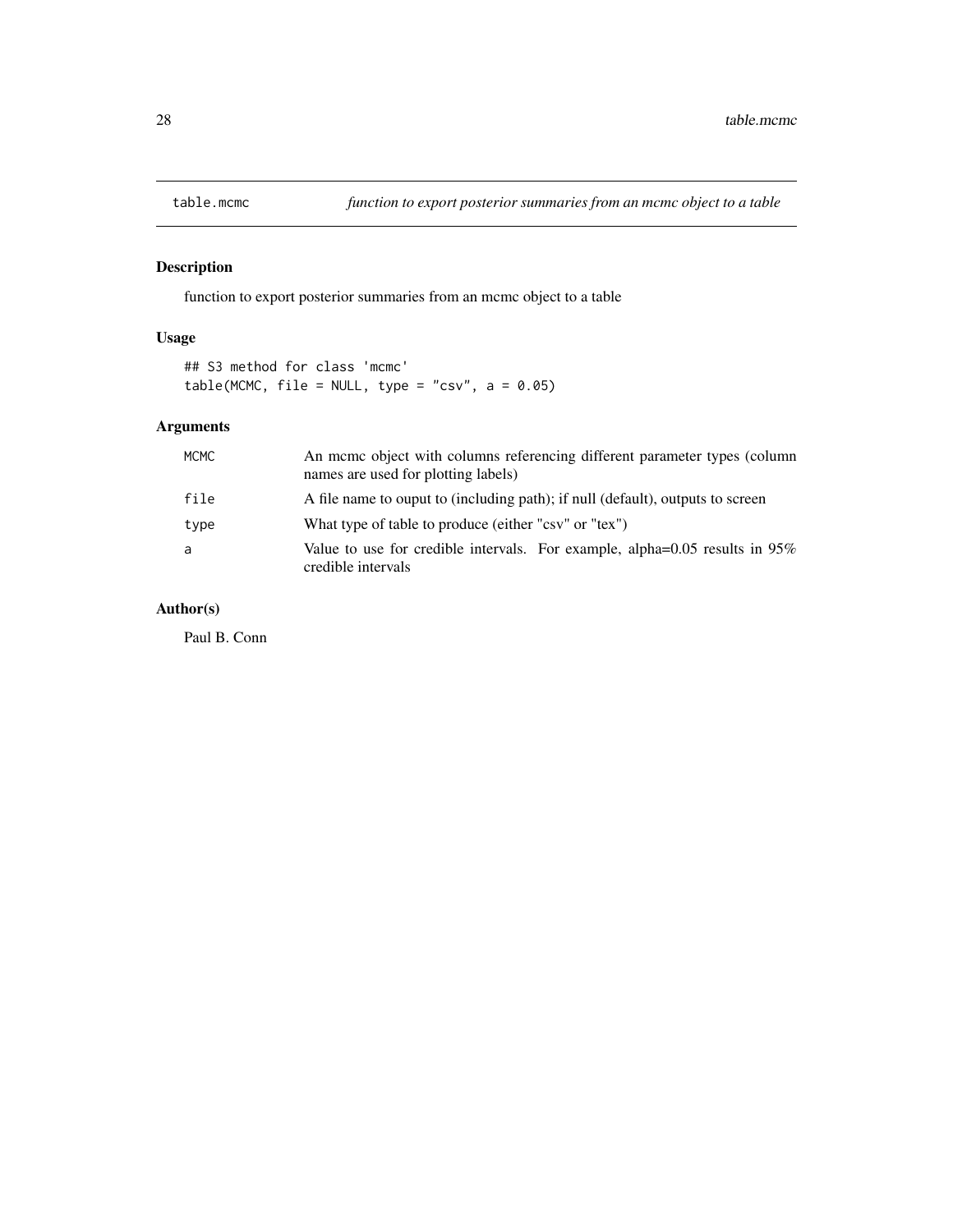## table.mcmc — *function to export posterior summaries from an mcmc object to a table*

### Description

function to export posterior summaries from an mcmc object to a table

### Usage

```
## S3 method for class 'mcmc'
table(MCMC, file = NULL, type = "csv", a = 0.05)
```

### Arguments

| | |
|---|---|
| MCMC | An mcmc object with columns referencing different parameter types (column names are used for plotting labels) |
| file | A file name to ouput to (including path); if null (default), outputs to screen |
| type | What type of table to produce (either "csv" or "tex") |
| a | Value to use for credible intervals. For example, alpha=0.05 results in 95% credible intervals |

### Author(s)

Paul B. Conn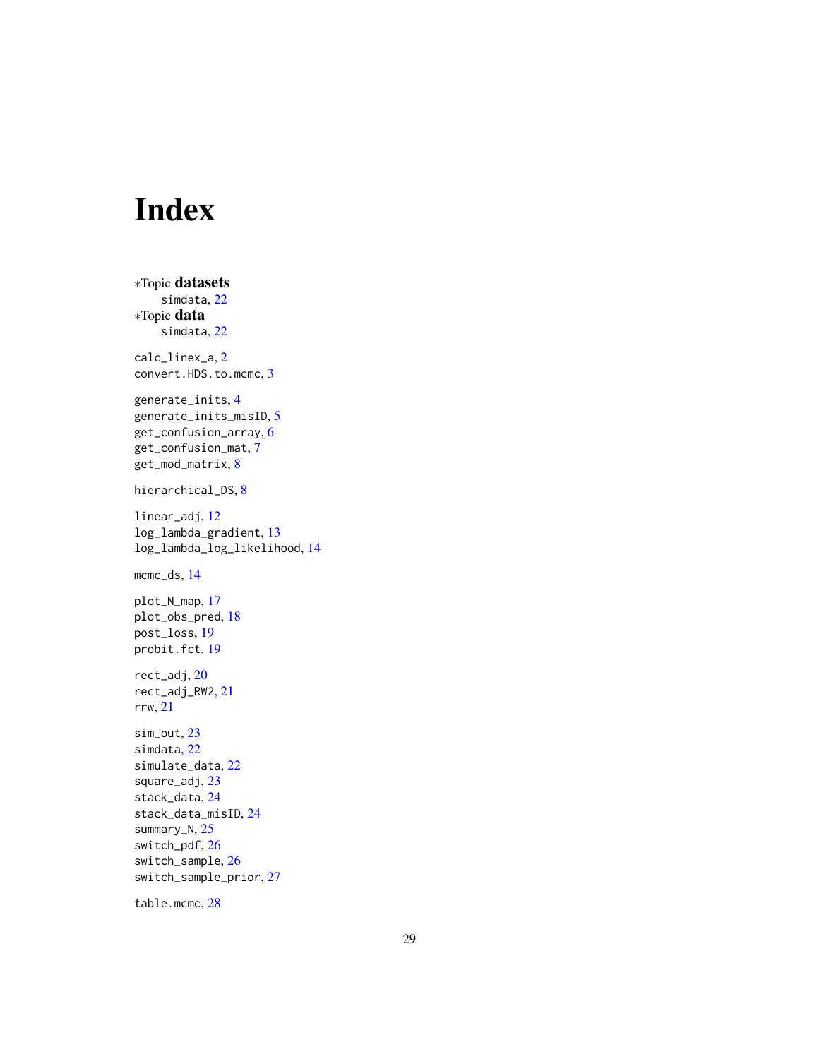# Index

*Topic **datasets**
  simdata, 22
*Topic **data**
  simdata, 22

calc_linex_a, 2
convert.HDS.to.mcmc, 3

generate_inits, 4
generate_inits_misID, 5
get_confusion_array, 6
get_confusion_mat, 7
get_mod_matrix, 8

hierarchical_DS, 8

linear_adj, 12
log_lambda_gradient, 13
log_lambda_log_likelihood, 14

mcmc_ds, 14

plot_N_map, 17
plot_obs_pred, 18
post_loss, 19
probit.fct, 19

rect_adj, 20
rect_adj_RW2, 21
rrw, 21

sim_out, 23
simdata, 22
simulate_data, 22
square_adj, 23
stack_data, 24
stack_data_misID, 24
summary_N, 25
switch_pdf, 26
switch_sample, 26
switch_sample_prior, 27

table.mcmc, 28